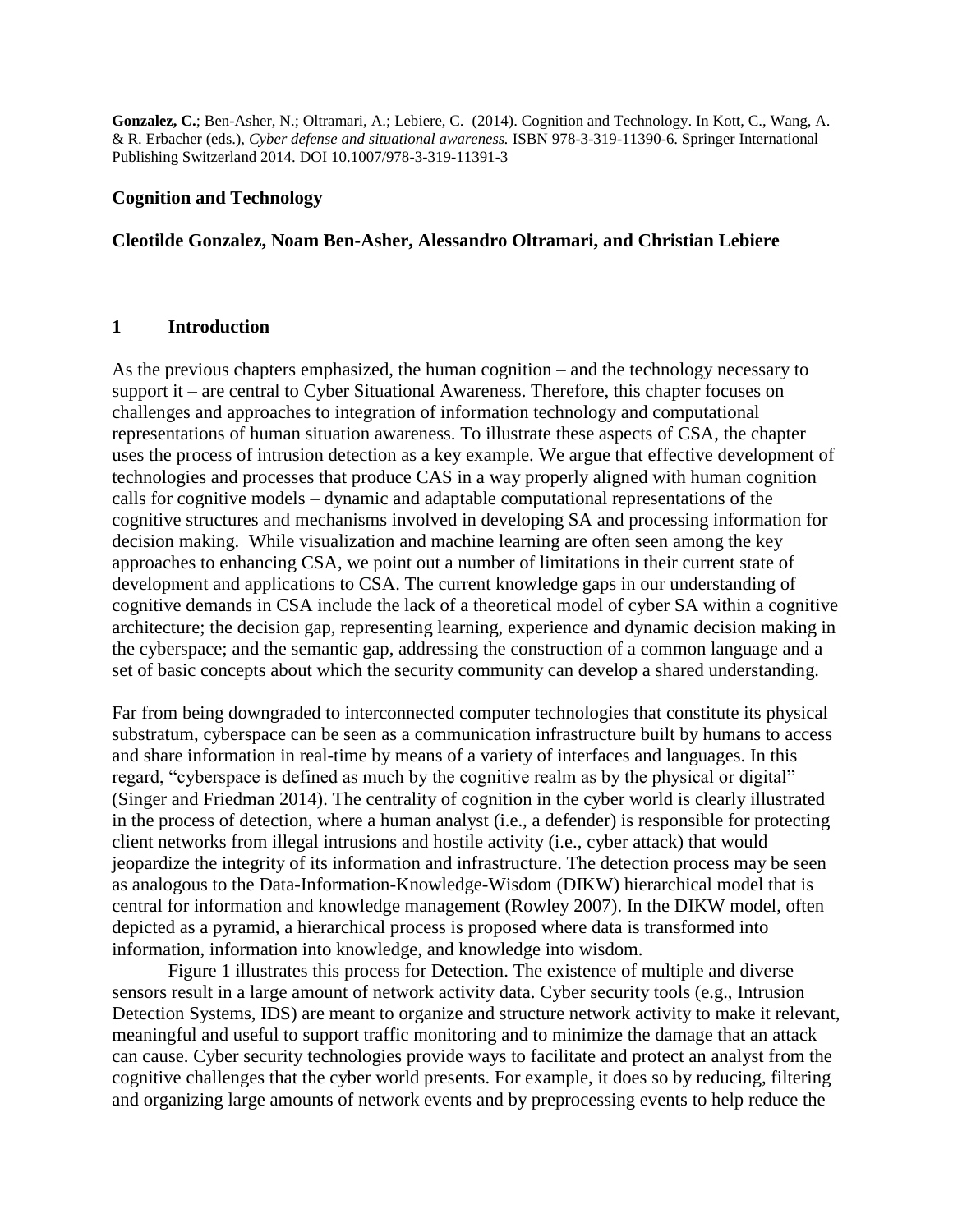**Gonzalez, C.**; Ben-Asher, N.; Oltramari, A.; Lebiere, C. (2014). Cognition and Technology. In Kott, C., Wang, A. & R. Erbacher (eds.), *Cyber defense and situational awareness.* ISBN 978-3-319-11390-6. Springer International Publishing Switzerland 2014. DOI 10.1007/978-3-319-11391-3

**Cognition and Technology**

**Cleotilde Gonzalez, Noam Ben-Asher, Alessandro Oltramari, and Christian Lebiere**

## 1 Introduction

As the previous chapters emphasized, the human cognition – and the technology necessary to support it – are central to Cyber Situational Awareness. Therefore, this chapter focuses on challenges and approaches to integration of information technology and computational representations of human situation awareness. To illustrate these aspects of CSA, the chapter uses the process of intrusion detection as a key example. We argue that effective development of technologies and processes that produce CAS in a way properly aligned with human cognition calls for cognitive models – dynamic and adaptable computational representations of the cognitive structures and mechanisms involved in developing SA and processing information for decision making. While visualization and machine learning are often seen among the key approaches to enhancing CSA, we point out a number of limitations in their current state of development and applications to CSA. The current knowledge gaps in our understanding of cognitive demands in CSA include the lack of a theoretical model of cyber SA within a cognitive architecture; the decision gap, representing learning, experience and dynamic decision making in the cyberspace; and the semantic gap, addressing the construction of a common language and a set of basic concepts about which the security community can develop a shared understanding.

Far from being downgraded to interconnected computer technologies that constitute its physical substratum, cyberspace can be seen as a communication infrastructure built by humans to access and share information in real-time by means of a variety of interfaces and languages. In this regard, "cyberspace is defined as much by the cognitive realm as by the physical or digital" (Singer and Friedman 2014). The centrality of cognition in the cyber world is clearly illustrated in the process of detection, where a human analyst (i.e., a defender) is responsible for protecting client networks from illegal intrusions and hostile activity (i.e., cyber attack) that would jeopardize the integrity of its information and infrastructure. The detection process may be seen as analogous to the Data-Information-Knowledge-Wisdom (DIKW) hierarchical model that is central for information and knowledge management (Rowley 2007). In the DIKW model, often depicted as a pyramid, a hierarchical process is proposed where data is transformed into information, information into knowledge, and knowledge into wisdom.

Figure 1 illustrates this process for Detection. The existence of multiple and diverse sensors result in a large amount of network activity data. Cyber security tools (e.g., Intrusion Detection Systems, IDS) are meant to organize and structure network activity to make it relevant, meaningful and useful to support traffic monitoring and to minimize the damage that an attack can cause. Cyber security technologies provide ways to facilitate and protect an analyst from the cognitive challenges that the cyber world presents. For example, it does so by reducing, filtering and organizing large amounts of network events and by preprocessing events to help reduce the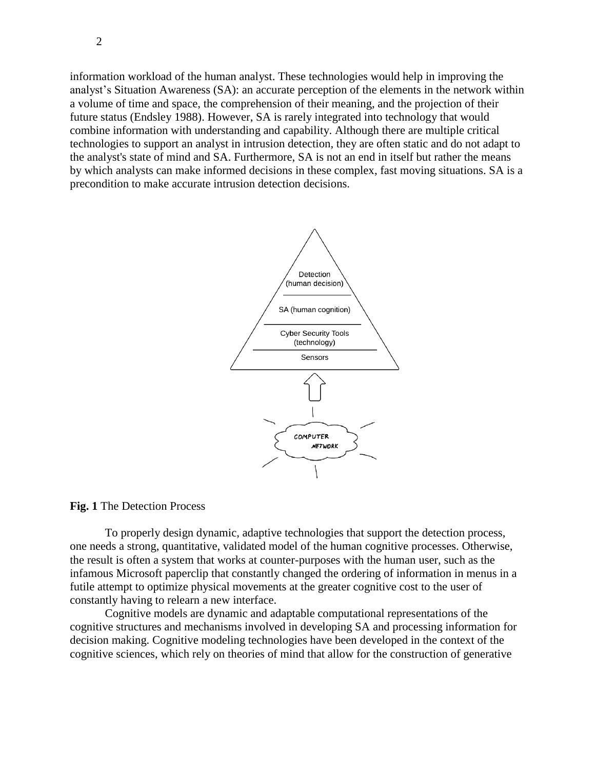information workload of the human analyst. These technologies would help in improving the analyst's Situation Awareness (SA): an accurate perception of the elements in the network within a volume of time and space, the comprehension of their meaning, and the projection of their future status (Endsley 1988). However, SA is rarely integrated into technology that would combine information with understanding and capability. Although there are multiple critical technologies to support an analyst in intrusion detection, they are often static and do not adapt to the analyst's state of mind and SA. Furthermore, SA is not an end in itself but rather the means by which analysts can make informed decisions in these complex, fast moving situations. SA is a precondition to make accurate intrusion detection decisions.

**Fig. 1** The Detection Process

To properly design dynamic, adaptive technologies that support the detection process, one needs a strong, quantitative, validated model of the human cognitive processes. Otherwise, the result is often a system that works at counter-purposes with the human user, such as the infamous Microsoft paperclip that constantly changed the ordering of information in menus in a futile attempt to optimize physical movements at the greater cognitive cost to the user of constantly having to relearn a new interface.

Cognitive models are dynamic and adaptable computational representations of the cognitive structures and mechanisms involved in developing SA and processing information for decision making. Cognitive modeling technologies have been developed in the context of the cognitive sciences, which rely on theories of mind that allow for the construction of generative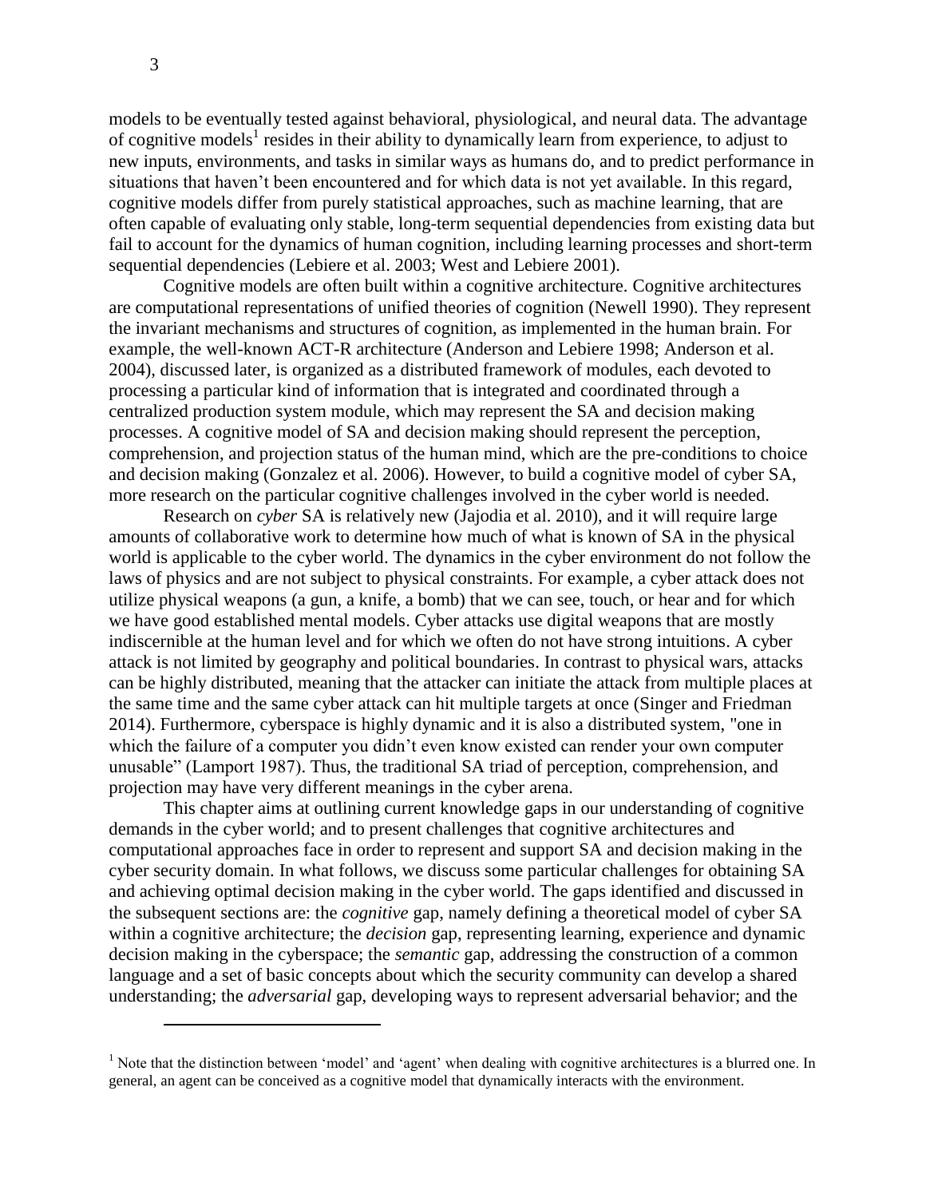models to be eventually tested against behavioral, physiological, and neural data. The advantage of cognitive models[1] resides in their ability to dynamically learn from experience, to adjust to new inputs, environments, and tasks in similar ways as humans do, and to predict performance in situations that haven't been encountered and for which data is not yet available. In this regard, cognitive models differ from purely statistical approaches, such as machine learning, that are often capable of evaluating only stable, long-term sequential dependencies from existing data but fail to account for the dynamics of human cognition, including learning processes and short-term sequential dependencies (Lebiere et al. 2003; West and Lebiere 2001).

Cognitive models are often built within a cognitive architecture. Cognitive architectures are computational representations of unified theories of cognition (Newell 1990). They represent the invariant mechanisms and structures of cognition, as implemented in the human brain. For example, the well-known ACT-R architecture (Anderson and Lebiere 1998; Anderson et al. 2004), discussed later, is organized as a distributed framework of modules, each devoted to processing a particular kind of information that is integrated and coordinated through a centralized production system module, which may represent the SA and decision making processes. A cognitive model of SA and decision making should represent the perception, comprehension, and projection status of the human mind, which are the pre-conditions to choice and decision making (Gonzalez et al. 2006). However, to build a cognitive model of cyber SA, more research on the particular cognitive challenges involved in the cyber world is needed.

Research on *cyber* SA is relatively new (Jajodia et al. 2010), and it will require large amounts of collaborative work to determine how much of what is known of SA in the physical world is applicable to the cyber world. The dynamics in the cyber environment do not follow the laws of physics and are not subject to physical constraints. For example, a cyber attack does not utilize physical weapons (a gun, a knife, a bomb) that we can see, touch, or hear and for which we have good established mental models. Cyber attacks use digital weapons that are mostly indiscernible at the human level and for which we often do not have strong intuitions. A cyber attack is not limited by geography and political boundaries. In contrast to physical wars, attacks can be highly distributed, meaning that the attacker can initiate the attack from multiple places at the same time and the same cyber attack can hit multiple targets at once (Singer and Friedman 2014). Furthermore, cyberspace is highly dynamic and it is also a distributed system, "one in which the failure of a computer you didn't even know existed can render your own computer unusable" (Lamport 1987). Thus, the traditional SA triad of perception, comprehension, and projection may have very different meanings in the cyber arena.

This chapter aims at outlining current knowledge gaps in our understanding of cognitive demands in the cyber world; and to present challenges that cognitive architectures and computational approaches face in order to represent and support SA and decision making in the cyber security domain. In what follows, we discuss some particular challenges for obtaining SA and achieving optimal decision making in the cyber world. The gaps identified and discussed in the subsequent sections are: the *cognitive* gap, namely defining a theoretical model of cyber SA within a cognitive architecture; the *decision* gap, representing learning, experience and dynamic decision making in the cyberspace; the *semantic* gap, addressing the construction of a common language and a set of basic concepts about which the security community can develop a shared understanding; the *adversarial* gap, developing ways to represent adversarial behavior; and the

[1] Note that the distinction between 'model' and 'agent' when dealing with cognitive architectures is a blurred one. In general, an agent can be conceived as a cognitive model that dynamically interacts with the environment.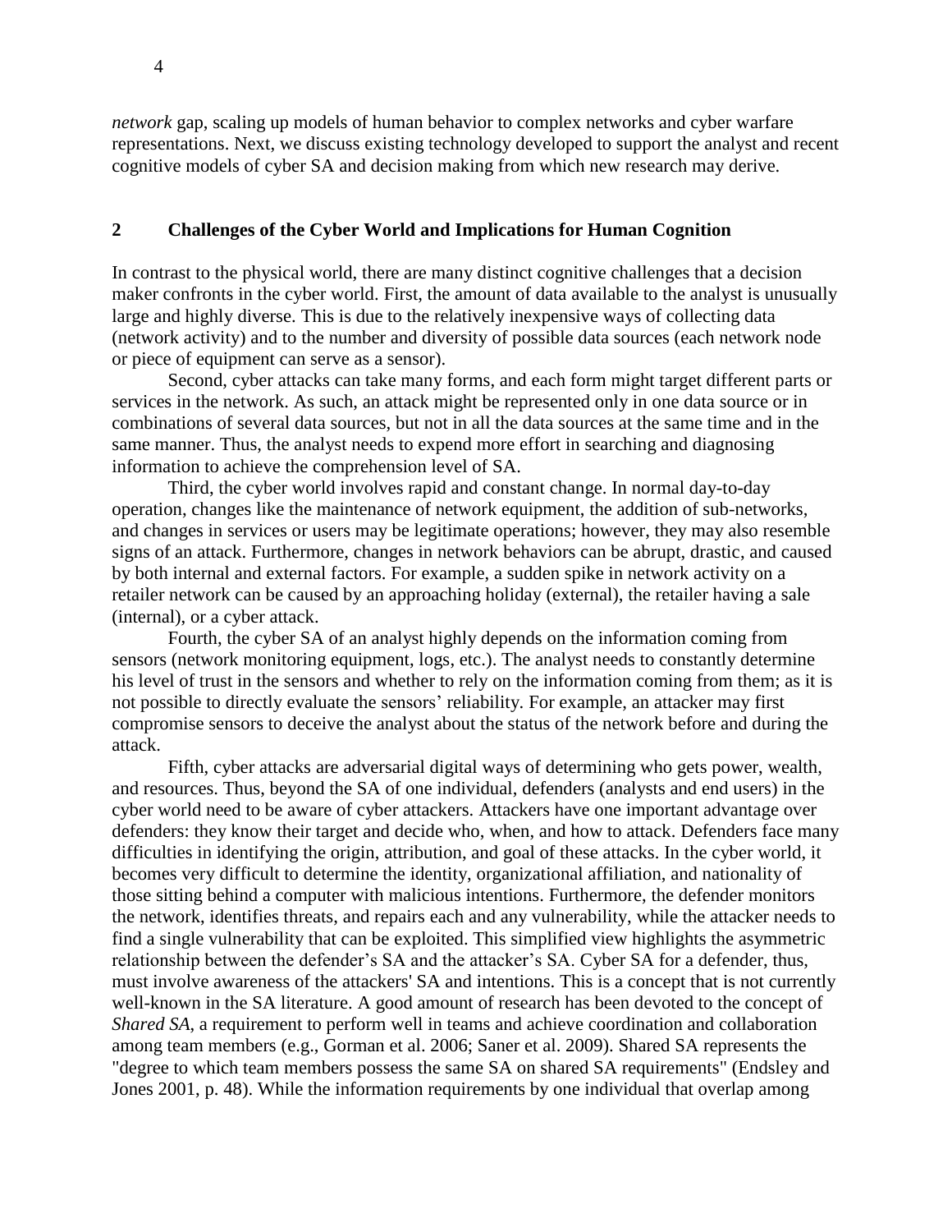*network* gap, scaling up models of human behavior to complex networks and cyber warfare representations. Next, we discuss existing technology developed to support the analyst and recent cognitive models of cyber SA and decision making from which new research may derive.

## 2 Challenges of the Cyber World and Implications for Human Cognition

In contrast to the physical world, there are many distinct cognitive challenges that a decision maker confronts in the cyber world. First, the amount of data available to the analyst is unusually large and highly diverse. This is due to the relatively inexpensive ways of collecting data (network activity) and to the number and diversity of possible data sources (each network node or piece of equipment can serve as a sensor).

Second, cyber attacks can take many forms, and each form might target different parts or services in the network. As such, an attack might be represented only in one data source or in combinations of several data sources, but not in all the data sources at the same time and in the same manner. Thus, the analyst needs to expend more effort in searching and diagnosing information to achieve the comprehension level of SA.

Third, the cyber world involves rapid and constant change. In normal day-to-day operation, changes like the maintenance of network equipment, the addition of sub-networks, and changes in services or users may be legitimate operations; however, they may also resemble signs of an attack. Furthermore, changes in network behaviors can be abrupt, drastic, and caused by both internal and external factors. For example, a sudden spike in network activity on a retailer network can be caused by an approaching holiday (external), the retailer having a sale (internal), or a cyber attack.

Fourth, the cyber SA of an analyst highly depends on the information coming from sensors (network monitoring equipment, logs, etc.). The analyst needs to constantly determine his level of trust in the sensors and whether to rely on the information coming from them; as it is not possible to directly evaluate the sensors' reliability. For example, an attacker may first compromise sensors to deceive the analyst about the status of the network before and during the attack.

Fifth, cyber attacks are adversarial digital ways of determining who gets power, wealth, and resources. Thus, beyond the SA of one individual, defenders (analysts and end users) in the cyber world need to be aware of cyber attackers. Attackers have one important advantage over defenders: they know their target and decide who, when, and how to attack. Defenders face many difficulties in identifying the origin, attribution, and goal of these attacks. In the cyber world, it becomes very difficult to determine the identity, organizational affiliation, and nationality of those sitting behind a computer with malicious intentions. Furthermore, the defender monitors the network, identifies threats, and repairs each and any vulnerability, while the attacker needs to find a single vulnerability that can be exploited. This simplified view highlights the asymmetric relationship between the defender's SA and the attacker's SA. Cyber SA for a defender, thus, must involve awareness of the attackers' SA and intentions. This is a concept that is not currently well-known in the SA literature. A good amount of research has been devoted to the concept of *Shared SA*, a requirement to perform well in teams and achieve coordination and collaboration among team members (e.g., Gorman et al. 2006; Saner et al. 2009). Shared SA represents the "degree to which team members possess the same SA on shared SA requirements" (Endsley and Jones 2001, p. 48). While the information requirements by one individual that overlap among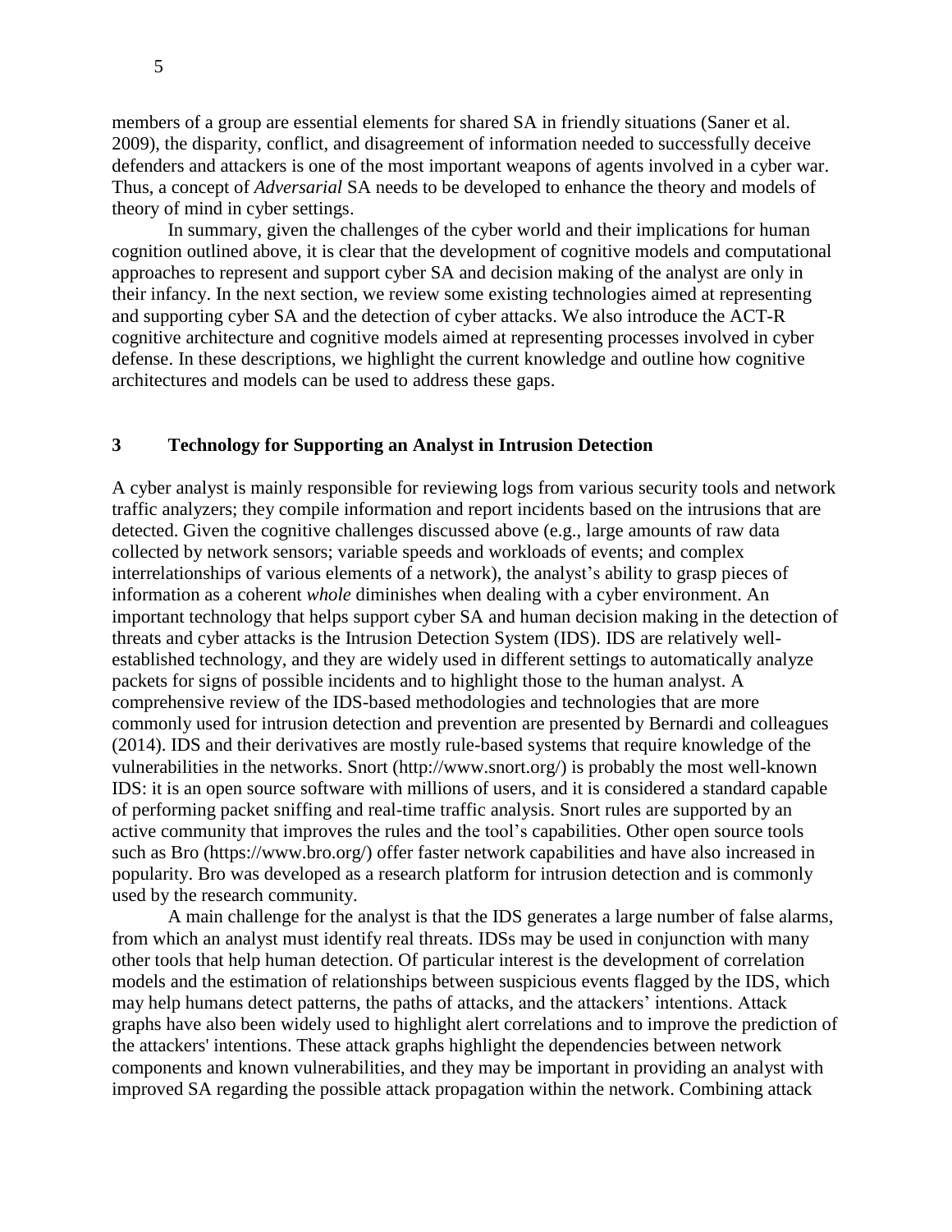members of a group are essential elements for shared SA in friendly situations (Saner et al. 2009), the disparity, conflict, and disagreement of information needed to successfully deceive defenders and attackers is one of the most important weapons of agents involved in a cyber war. Thus, a concept of *Adversarial* SA needs to be developed to enhance the theory and models of theory of mind in cyber settings.

In summary, given the challenges of the cyber world and their implications for human cognition outlined above, it is clear that the development of cognitive models and computational approaches to represent and support cyber SA and decision making of the analyst are only in their infancy. In the next section, we review some existing technologies aimed at representing and supporting cyber SA and the detection of cyber attacks. We also introduce the ACT-R cognitive architecture and cognitive models aimed at representing processes involved in cyber defense. In these descriptions, we highlight the current knowledge and outline how cognitive architectures and models can be used to address these gaps.

## 3 Technology for Supporting an Analyst in Intrusion Detection

A cyber analyst is mainly responsible for reviewing logs from various security tools and network traffic analyzers; they compile information and report incidents based on the intrusions that are detected. Given the cognitive challenges discussed above (e.g., large amounts of raw data collected by network sensors; variable speeds and workloads of events; and complex interrelationships of various elements of a network), the analyst's ability to grasp pieces of information as a coherent *whole* diminishes when dealing with a cyber environment. An important technology that helps support cyber SA and human decision making in the detection of threats and cyber attacks is the Intrusion Detection System (IDS). IDS are relatively well-established technology, and they are widely used in different settings to automatically analyze packets for signs of possible incidents and to highlight those to the human analyst. A comprehensive review of the IDS-based methodologies and technologies that are more commonly used for intrusion detection and prevention are presented by Bernardi and colleagues (2014). IDS and their derivatives are mostly rule-based systems that require knowledge of the vulnerabilities in the networks. Snort (http://www.snort.org/) is probably the most well-known IDS: it is an open source software with millions of users, and it is considered a standard capable of performing packet sniffing and real-time traffic analysis. Snort rules are supported by an active community that improves the rules and the tool's capabilities. Other open source tools such as Bro (https://www.bro.org/) offer faster network capabilities and have also increased in popularity. Bro was developed as a research platform for intrusion detection and is commonly used by the research community.

A main challenge for the analyst is that the IDS generates a large number of false alarms, from which an analyst must identify real threats. IDSs may be used in conjunction with many other tools that help human detection. Of particular interest is the development of correlation models and the estimation of relationships between suspicious events flagged by the IDS, which may help humans detect patterns, the paths of attacks, and the attackers' intentions. Attack graphs have also been widely used to highlight alert correlations and to improve the prediction of the attackers' intentions. These attack graphs highlight the dependencies between network components and known vulnerabilities, and they may be important in providing an analyst with improved SA regarding the possible attack propagation within the network. Combining attack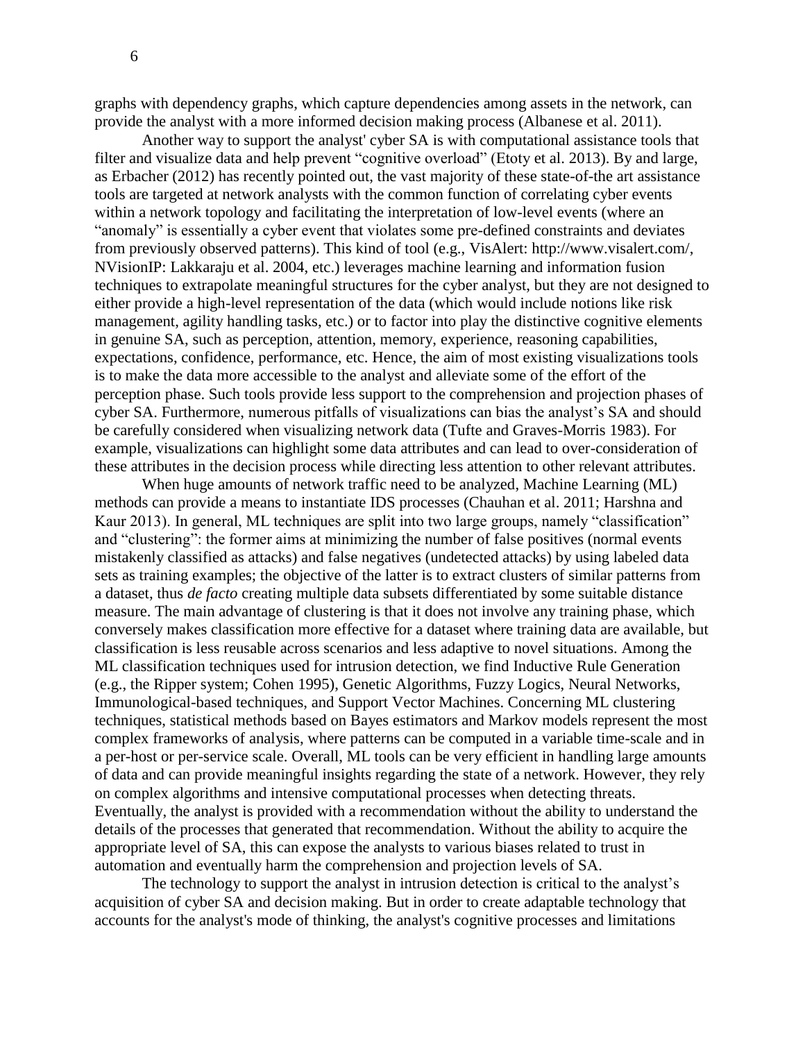graphs with dependency graphs, which capture dependencies among assets in the network, can provide the analyst with a more informed decision making process (Albanese et al. 2011).

Another way to support the analyst' cyber SA is with computational assistance tools that filter and visualize data and help prevent "cognitive overload" (Etoty et al. 2013). By and large, as Erbacher (2012) has recently pointed out, the vast majority of these state-of-the art assistance tools are targeted at network analysts with the common function of correlating cyber events within a network topology and facilitating the interpretation of low-level events (where an "anomaly" is essentially a cyber event that violates some pre-defined constraints and deviates from previously observed patterns). This kind of tool (e.g., VisAlert: http://www.visalert.com/, NVisionIP: Lakkaraju et al. 2004, etc.) leverages machine learning and information fusion techniques to extrapolate meaningful structures for the cyber analyst, but they are not designed to either provide a high-level representation of the data (which would include notions like risk management, agility handling tasks, etc.) or to factor into play the distinctive cognitive elements in genuine SA, such as perception, attention, memory, experience, reasoning capabilities, expectations, confidence, performance, etc. Hence, the aim of most existing visualizations tools is to make the data more accessible to the analyst and alleviate some of the effort of the perception phase. Such tools provide less support to the comprehension and projection phases of cyber SA. Furthermore, numerous pitfalls of visualizations can bias the analyst's SA and should be carefully considered when visualizing network data (Tufte and Graves-Morris 1983). For example, visualizations can highlight some data attributes and can lead to over-consideration of these attributes in the decision process while directing less attention to other relevant attributes.

When huge amounts of network traffic need to be analyzed, Machine Learning (ML) methods can provide a means to instantiate IDS processes (Chauhan et al. 2011; Harshna and Kaur 2013). In general, ML techniques are split into two large groups, namely "classification" and "clustering": the former aims at minimizing the number of false positives (normal events mistakenly classified as attacks) and false negatives (undetected attacks) by using labeled data sets as training examples; the objective of the latter is to extract clusters of similar patterns from a dataset, thus *de facto* creating multiple data subsets differentiated by some suitable distance measure. The main advantage of clustering is that it does not involve any training phase, which conversely makes classification more effective for a dataset where training data are available, but classification is less reusable across scenarios and less adaptive to novel situations. Among the ML classification techniques used for intrusion detection, we find Inductive Rule Generation (e.g., the Ripper system; Cohen 1995), Genetic Algorithms, Fuzzy Logics, Neural Networks, Immunological-based techniques, and Support Vector Machines. Concerning ML clustering techniques, statistical methods based on Bayes estimators and Markov models represent the most complex frameworks of analysis, where patterns can be computed in a variable time-scale and in a per-host or per-service scale. Overall, ML tools can be very efficient in handling large amounts of data and can provide meaningful insights regarding the state of a network. However, they rely on complex algorithms and intensive computational processes when detecting threats. Eventually, the analyst is provided with a recommendation without the ability to understand the details of the processes that generated that recommendation. Without the ability to acquire the appropriate level of SA, this can expose the analysts to various biases related to trust in automation and eventually harm the comprehension and projection levels of SA.

The technology to support the analyst in intrusion detection is critical to the analyst's acquisition of cyber SA and decision making. But in order to create adaptable technology that accounts for the analyst's mode of thinking, the analyst's cognitive processes and limitations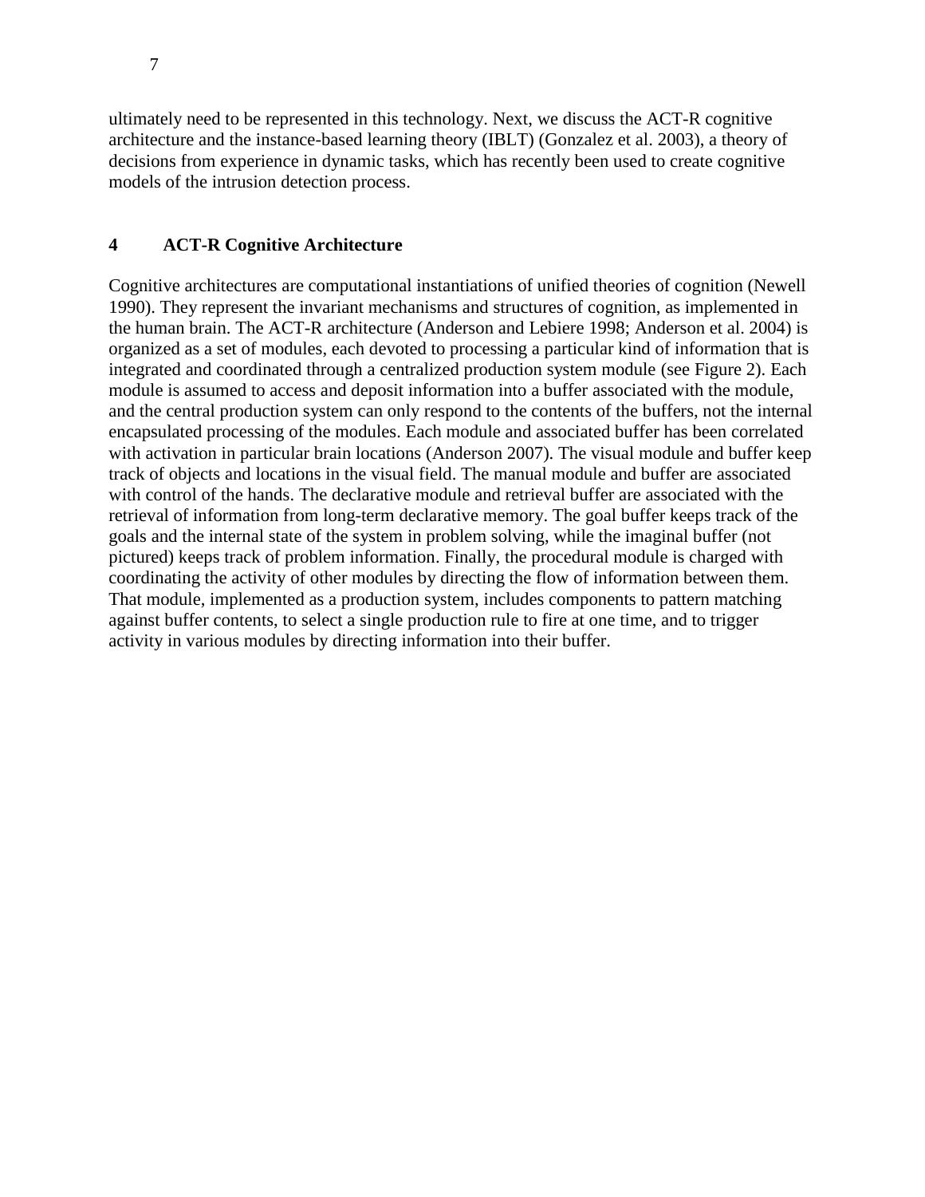ultimately need to be represented in this technology. Next, we discuss the ACT-R cognitive architecture and the instance-based learning theory (IBLT) (Gonzalez et al. 2003), a theory of decisions from experience in dynamic tasks, which has recently been used to create cognitive models of the intrusion detection process.

## 4 ACT-R Cognitive Architecture

Cognitive architectures are computational instantiations of unified theories of cognition (Newell 1990). They represent the invariant mechanisms and structures of cognition, as implemented in the human brain. The ACT-R architecture (Anderson and Lebiere 1998; Anderson et al. 2004) is organized as a set of modules, each devoted to processing a particular kind of information that is integrated and coordinated through a centralized production system module (see Figure 2). Each module is assumed to access and deposit information into a buffer associated with the module, and the central production system can only respond to the contents of the buffers, not the internal encapsulated processing of the modules. Each module and associated buffer has been correlated with activation in particular brain locations (Anderson 2007). The visual module and buffer keep track of objects and locations in the visual field. The manual module and buffer are associated with control of the hands. The declarative module and retrieval buffer are associated with the retrieval of information from long-term declarative memory. The goal buffer keeps track of the goals and the internal state of the system in problem solving, while the imaginal buffer (not pictured) keeps track of problem information. Finally, the procedural module is charged with coordinating the activity of other modules by directing the flow of information between them. That module, implemented as a production system, includes components to pattern matching against buffer contents, to select a single production rule to fire at one time, and to trigger activity in various modules by directing information into their buffer.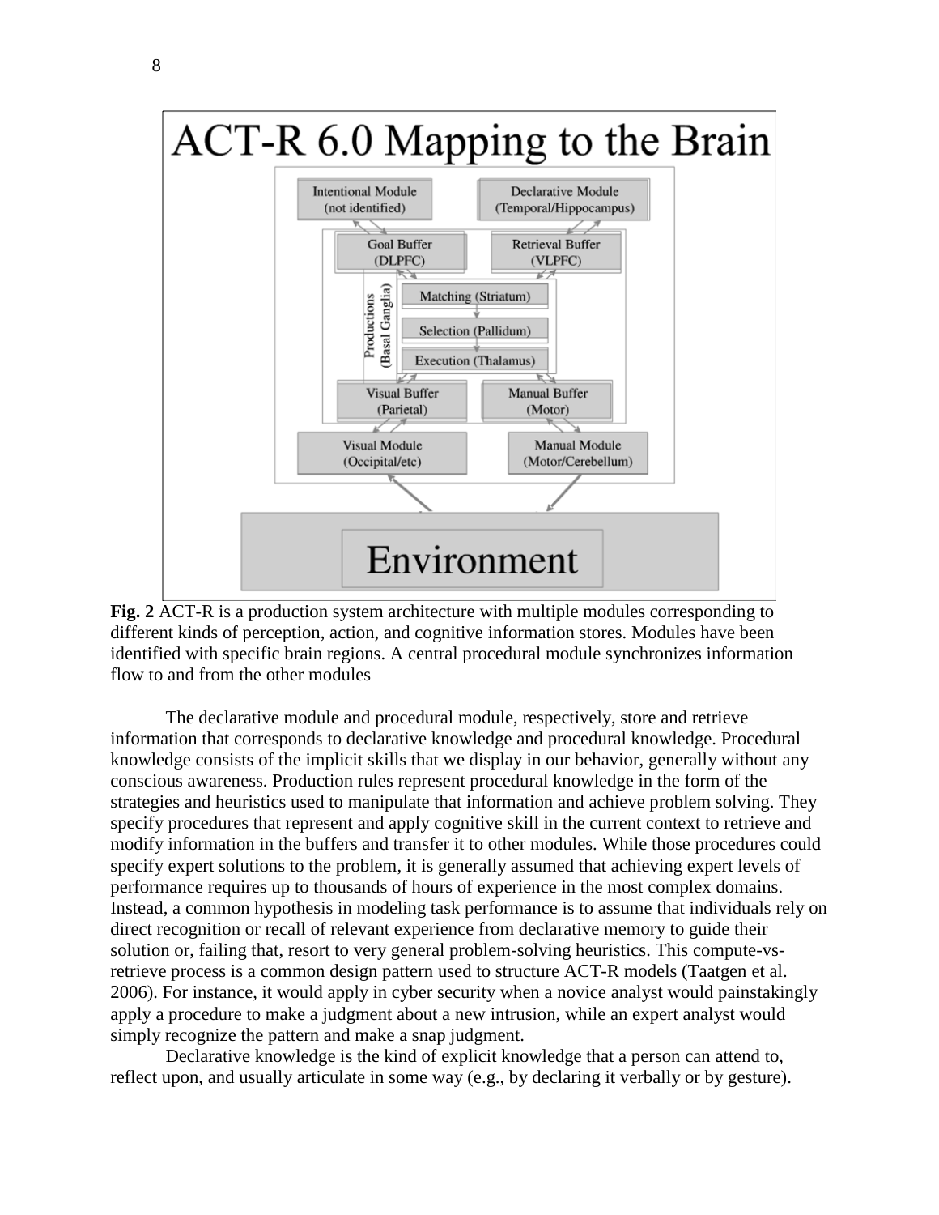ACT-R 6.0 Mapping to the Brain

Intentional Module (not identified)

Declarative Module (Temporal/Hippocampus)

Goal Buffer (DLPFC)

Retrieval Buffer (VLPFC)

Productions (Basal Ganglia)

Matching (Striatum)

Selection (Pallidum)

Execution (Thalamus)

Visual Buffer (Parietal)

Manual Buffer (Motor)

Visual Module (Occipital/etc)

Manual Module (Motor/Cerebellum)

Environment

**Fig. 2** ACT-R is a production system architecture with multiple modules corresponding to different kinds of perception, action, and cognitive information stores. Modules have been identified with specific brain regions. A central procedural module synchronizes information flow to and from the other modules

The declarative module and procedural module, respectively, store and retrieve information that corresponds to declarative knowledge and procedural knowledge. Procedural knowledge consists of the implicit skills that we display in our behavior, generally without any conscious awareness. Production rules represent procedural knowledge in the form of the strategies and heuristics used to manipulate that information and achieve problem solving. They specify procedures that represent and apply cognitive skill in the current context to retrieve and modify information in the buffers and transfer it to other modules. While those procedures could specify expert solutions to the problem, it is generally assumed that achieving expert levels of performance requires up to thousands of hours of experience in the most complex domains. Instead, a common hypothesis in modeling task performance is to assume that individuals rely on direct recognition or recall of relevant experience from declarative memory to guide their solution or, failing that, resort to very general problem-solving heuristics. This compute-vs-retrieve process is a common design pattern used to structure ACT-R models (Taatgen et al. 2006). For instance, it would apply in cyber security when a novice analyst would painstakingly apply a procedure to make a judgment about a new intrusion, while an expert analyst would simply recognize the pattern and make a snap judgment.

Declarative knowledge is the kind of explicit knowledge that a person can attend to, reflect upon, and usually articulate in some way (e.g., by declaring it verbally or by gesture).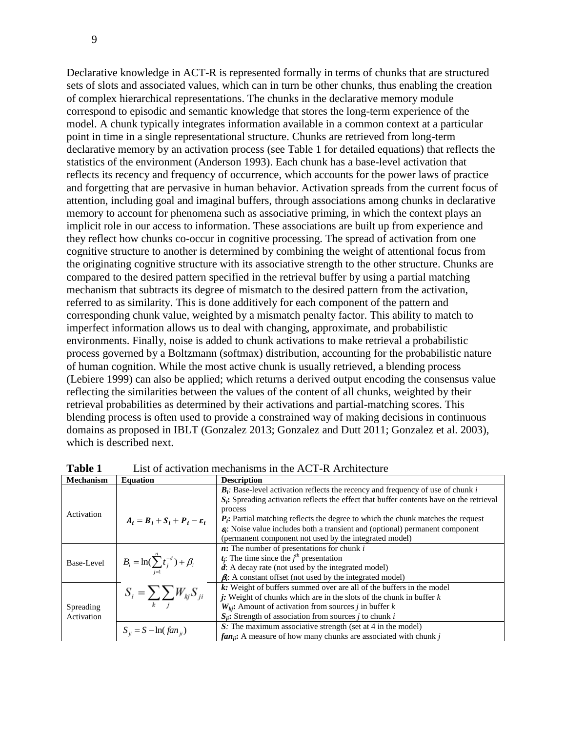Declarative knowledge in ACT-R is represented formally in terms of chunks that are structured sets of slots and associated values, which can in turn be other chunks, thus enabling the creation of complex hierarchical representations. The chunks in the declarative memory module correspond to episodic and semantic knowledge that stores the long-term experience of the model. A chunk typically integrates information available in a common context at a particular point in time in a single representational structure. Chunks are retrieved from long-term declarative memory by an activation process (see Table 1 for detailed equations) that reflects the statistics of the environment (Anderson 1993). Each chunk has a base-level activation that reflects its recency and frequency of occurrence, which accounts for the power laws of practice and forgetting that are pervasive in human behavior. Activation spreads from the current focus of attention, including goal and imaginal buffers, through associations among chunks in declarative memory to account for phenomena such as associative priming, in which the context plays an implicit role in our access to information. These associations are built up from experience and they reflect how chunks co-occur in cognitive processing. The spread of activation from one cognitive structure to another is determined by combining the weight of attentional focus from the originating cognitive structure with its associative strength to the other structure. Chunks are compared to the desired pattern specified in the retrieval buffer by using a partial matching mechanism that subtracts its degree of mismatch to the desired pattern from the activation, referred to as similarity. This is done additively for each component of the pattern and corresponding chunk value, weighted by a mismatch penalty factor. This ability to match to imperfect information allows us to deal with changing, approximate, and probabilistic environments. Finally, noise is added to chunk activations to make retrieval a probabilistic process governed by a Boltzmann (softmax) distribution, accounting for the probabilistic nature of human cognition. While the most active chunk is usually retrieved, a blending process (Lebiere 1999) can also be applied; which returns a derived output encoding the consensus value reflecting the similarities between the values of the content of all chunks, weighted by their retrieval probabilities as determined by their activations and partial-matching scores. This blending process is often used to provide a constrained way of making decisions in continuous domains as proposed in IBLT (Gonzalez 2013; Gonzalez and Dutt 2011; Gonzalez et al. 2003), which is described next.

**Table 1** List of activation mechanisms in the ACT-R Architecture

| Mechanism | Equation | Description |
|---|---|---|
| Activation | $A_i = B_i + S_i + P_i - \varepsilon_i$ | $B_i$: Base-level activation reflects the recency and frequency of use of chunk $i$<br>$S_i$: Spreading activation reflects the effect that buffer contents have on the retrieval process<br>$P_i$: Partial matching reflects the degree to which the chunk matches the request<br>$\varepsilon_i$: Noise value includes both a transient and (optional) permanent component (permanent component not used by the integrated model) |
| Base-Level | $B_i = \ln(\sum_{j=1}^{n} t_j^{-d}) + \beta_i$ | $n$: The number of presentations for chunk $i$<br>$t_j$: The time since the $j^{th}$ presentation<br>$d$: A decay rate (not used by the integrated model)<br>$\beta_i$: A constant offset (not used by the integrated model) |
| Spreading Activation | $S_i = \sum_k \sum_j W_{kj} S_{ji}$ | $k$: Weight of buffers summed over are all of the buffers in the model<br>$j$: Weight of chunks which are in the slots of the chunk in buffer $k$<br>$W_{kj}$: Amount of activation from sources $j$ in buffer $k$<br>$S_{ji}$: Strength of association from sources $j$ to chunk $i$ |
| | $S_{ji} = S - \ln(fan_{ji})$ | $S$: The maximum associative strength (set at 4 in the model)<br>$fan_{ji}$: A measure of how many chunks are associated with chunk $j$ |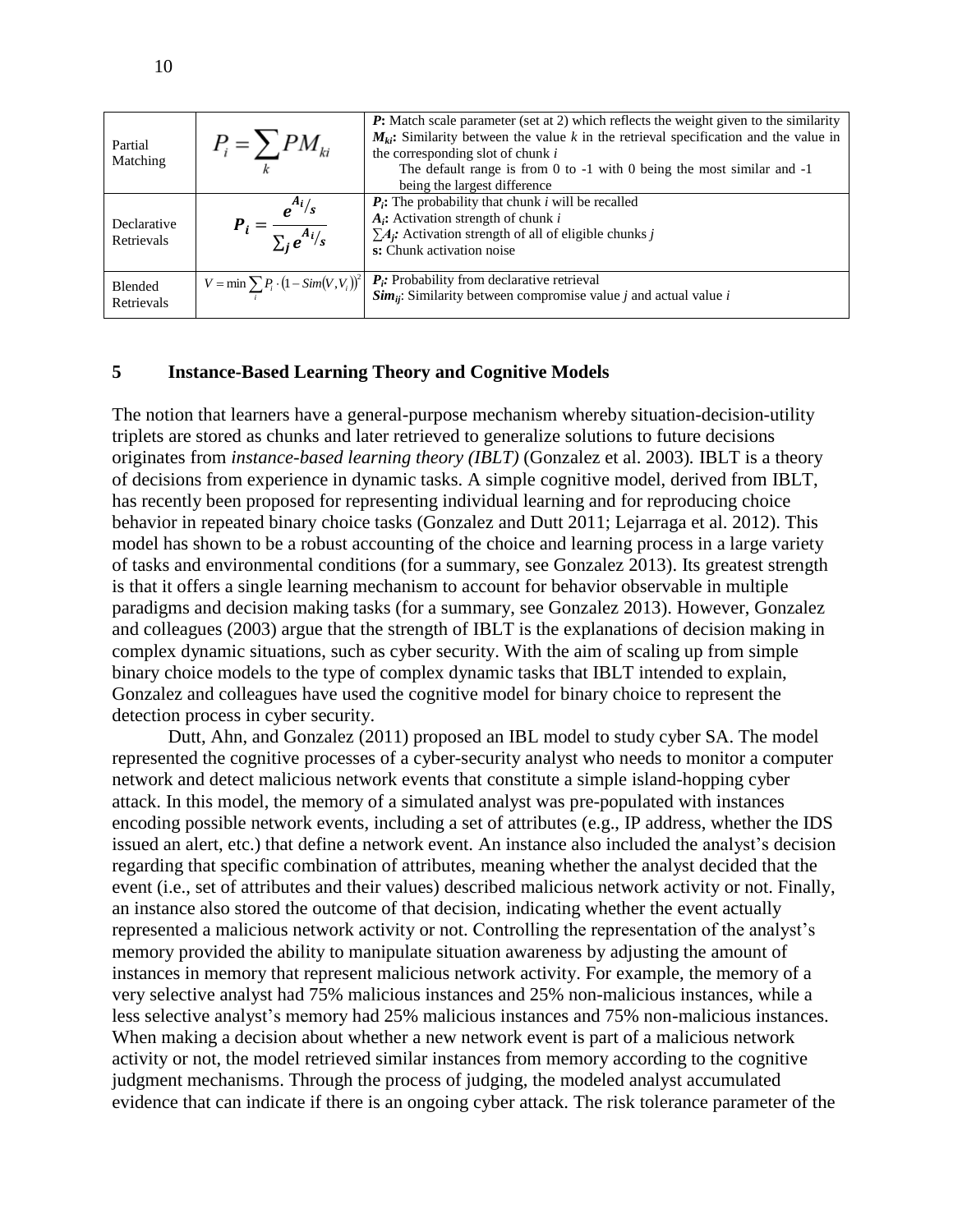| | | |
|---|---|---|
| Partial Matching | $P_i = \sum_k PM_{ki}$ | **P**: Match scale parameter (set at 2) which reflects the weight given to the similarity<br>$M_{ki}$: Similarity between the value *k* in the retrieval specification and the value in the corresponding slot of chunk *i*<br>The default range is from 0 to -1 with 0 being the most similar and -1 being the largest difference |
| Declarative Retrievals | $P_i = \frac{e^{A_i/s}}{\sum_j e^{A_i/s}}$ | $P_i$: The probability that chunk *i* will be recalled<br>$A_i$: Activation strength of chunk *i*<br>$\sum A_j$: Activation strength of all of eligible chunks *j*<br>**s:** Chunk activation noise |
| Blended Retrievals | $V = \min \sum_i P_i \cdot (1 - Sim(V, V_i))^2$ | $P_i$: Probability from declarative retrieval<br>$Sim_{ij}$: Similarity between compromise value *j* and actual value *i* |

# 5 Instance-Based Learning Theory and Cognitive Models

The notion that learners have a general-purpose mechanism whereby situation-decision-utility triplets are stored as chunks and later retrieved to generalize solutions to future decisions originates from *instance-based learning theory (IBLT)* (Gonzalez et al. 2003)*.* IBLT is a theory of decisions from experience in dynamic tasks. A simple cognitive model, derived from IBLT, has recently been proposed for representing individual learning and for reproducing choice behavior in repeated binary choice tasks (Gonzalez and Dutt 2011; Lejarraga et al. 2012). This model has shown to be a robust accounting of the choice and learning process in a large variety of tasks and environmental conditions (for a summary, see Gonzalez 2013). Its greatest strength is that it offers a single learning mechanism to account for behavior observable in multiple paradigms and decision making tasks (for a summary, see Gonzalez 2013). However, Gonzalez and colleagues (2003) argue that the strength of IBLT is the explanations of decision making in complex dynamic situations, such as cyber security. With the aim of scaling up from simple binary choice models to the type of complex dynamic tasks that IBLT intended to explain, Gonzalez and colleagues have used the cognitive model for binary choice to represent the detection process in cyber security.

Dutt, Ahn, and Gonzalez (2011) proposed an IBL model to study cyber SA. The model represented the cognitive processes of a cyber-security analyst who needs to monitor a computer network and detect malicious network events that constitute a simple island-hopping cyber attack. In this model, the memory of a simulated analyst was pre-populated with instances encoding possible network events, including a set of attributes (e.g., IP address, whether the IDS issued an alert, etc.) that define a network event. An instance also included the analyst's decision regarding that specific combination of attributes, meaning whether the analyst decided that the event (i.e., set of attributes and their values) described malicious network activity or not. Finally, an instance also stored the outcome of that decision, indicating whether the event actually represented a malicious network activity or not. Controlling the representation of the analyst's memory provided the ability to manipulate situation awareness by adjusting the amount of instances in memory that represent malicious network activity. For example, the memory of a very selective analyst had 75% malicious instances and 25% non-malicious instances, while a less selective analyst's memory had 25% malicious instances and 75% non-malicious instances. When making a decision about whether a new network event is part of a malicious network activity or not, the model retrieved similar instances from memory according to the cognitive judgment mechanisms. Through the process of judging, the modeled analyst accumulated evidence that can indicate if there is an ongoing cyber attack. The risk tolerance parameter of the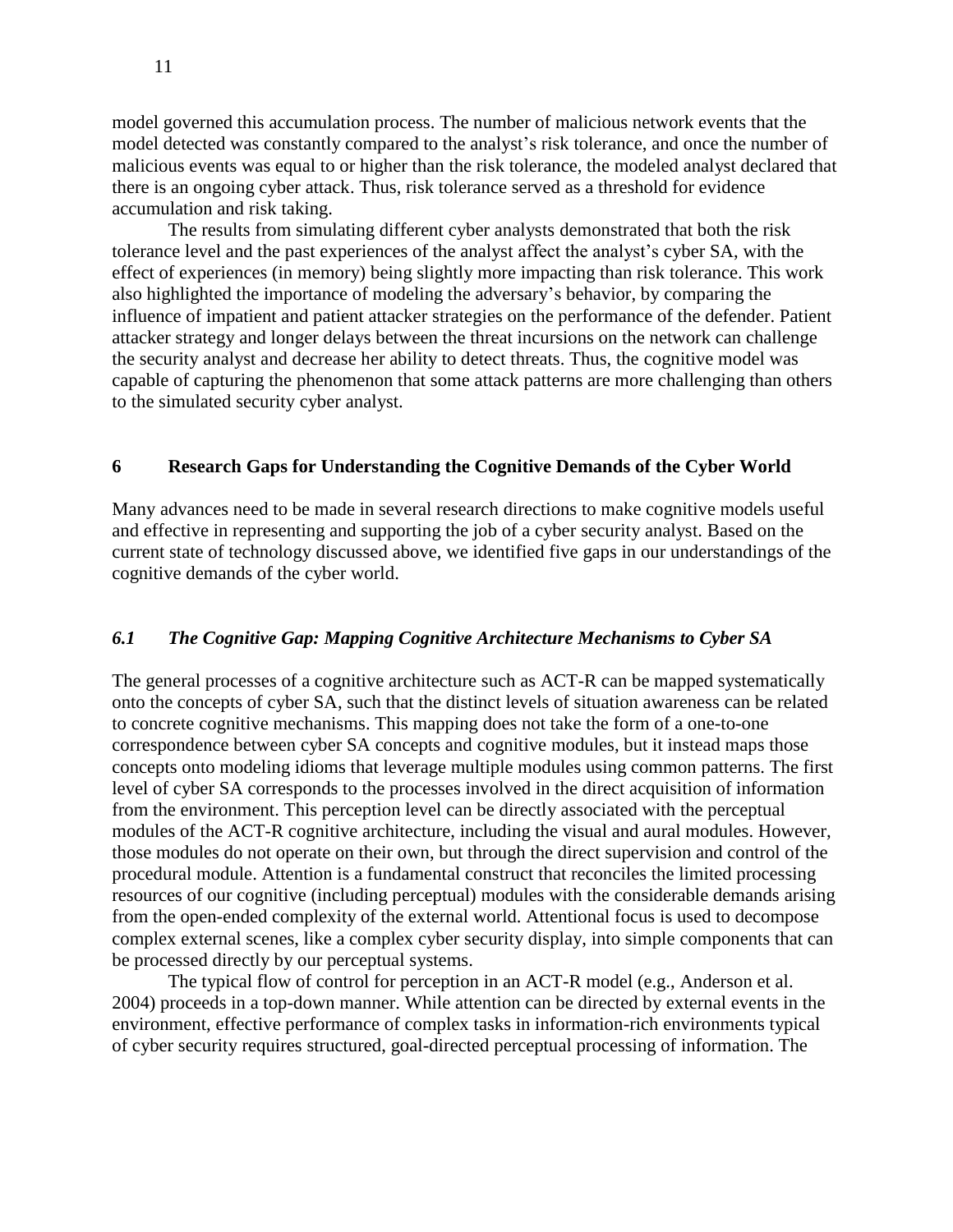model governed this accumulation process. The number of malicious network events that the model detected was constantly compared to the analyst's risk tolerance, and once the number of malicious events was equal to or higher than the risk tolerance, the modeled analyst declared that there is an ongoing cyber attack. Thus, risk tolerance served as a threshold for evidence accumulation and risk taking.

The results from simulating different cyber analysts demonstrated that both the risk tolerance level and the past experiences of the analyst affect the analyst's cyber SA, with the effect of experiences (in memory) being slightly more impacting than risk tolerance. This work also highlighted the importance of modeling the adversary's behavior, by comparing the influence of impatient and patient attacker strategies on the performance of the defender. Patient attacker strategy and longer delays between the threat incursions on the network can challenge the security analyst and decrease her ability to detect threats. Thus, the cognitive model was capable of capturing the phenomenon that some attack patterns are more challenging than others to the simulated security cyber analyst.

## 6 Research Gaps for Understanding the Cognitive Demands of the Cyber World

Many advances need to be made in several research directions to make cognitive models useful and effective in representing and supporting the job of a cyber security analyst. Based on the current state of technology discussed above, we identified five gaps in our understandings of the cognitive demands of the cyber world.

### *6.1 The Cognitive Gap: Mapping Cognitive Architecture Mechanisms to Cyber SA*

The general processes of a cognitive architecture such as ACT-R can be mapped systematically onto the concepts of cyber SA, such that the distinct levels of situation awareness can be related to concrete cognitive mechanisms. This mapping does not take the form of a one-to-one correspondence between cyber SA concepts and cognitive modules, but it instead maps those concepts onto modeling idioms that leverage multiple modules using common patterns. The first level of cyber SA corresponds to the processes involved in the direct acquisition of information from the environment. This perception level can be directly associated with the perceptual modules of the ACT-R cognitive architecture, including the visual and aural modules. However, those modules do not operate on their own, but through the direct supervision and control of the procedural module. Attention is a fundamental construct that reconciles the limited processing resources of our cognitive (including perceptual) modules with the considerable demands arising from the open-ended complexity of the external world. Attentional focus is used to decompose complex external scenes, like a complex cyber security display, into simple components that can be processed directly by our perceptual systems.

The typical flow of control for perception in an ACT-R model (e.g., Anderson et al. 2004) proceeds in a top-down manner. While attention can be directed by external events in the environment, effective performance of complex tasks in information-rich environments typical of cyber security requires structured, goal-directed perceptual processing of information. The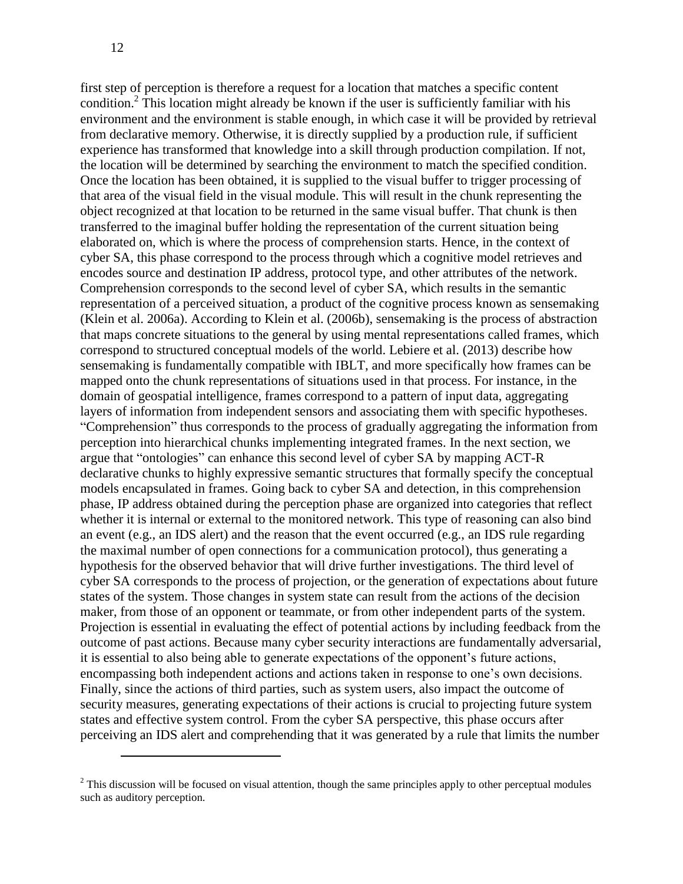first step of perception is therefore a request for a location that matches a specific content condition.[2] This location might already be known if the user is sufficiently familiar with his environment and the environment is stable enough, in which case it will be provided by retrieval from declarative memory. Otherwise, it is directly supplied by a production rule, if sufficient experience has transformed that knowledge into a skill through production compilation. If not, the location will be determined by searching the environment to match the specified condition. Once the location has been obtained, it is supplied to the visual buffer to trigger processing of that area of the visual field in the visual module. This will result in the chunk representing the object recognized at that location to be returned in the same visual buffer. That chunk is then transferred to the imaginal buffer holding the representation of the current situation being elaborated on, which is where the process of comprehension starts. Hence, in the context of cyber SA, this phase correspond to the process through which a cognitive model retrieves and encodes source and destination IP address, protocol type, and other attributes of the network. Comprehension corresponds to the second level of cyber SA, which results in the semantic representation of a perceived situation, a product of the cognitive process known as sensemaking (Klein et al. 2006a). According to Klein et al. (2006b), sensemaking is the process of abstraction that maps concrete situations to the general by using mental representations called frames, which correspond to structured conceptual models of the world. Lebiere et al. (2013) describe how sensemaking is fundamentally compatible with IBLT, and more specifically how frames can be mapped onto the chunk representations of situations used in that process. For instance, in the domain of geospatial intelligence, frames correspond to a pattern of input data, aggregating layers of information from independent sensors and associating them with specific hypotheses. "Comprehension" thus corresponds to the process of gradually aggregating the information from perception into hierarchical chunks implementing integrated frames. In the next section, we argue that "ontologies" can enhance this second level of cyber SA by mapping ACT-R declarative chunks to highly expressive semantic structures that formally specify the conceptual models encapsulated in frames. Going back to cyber SA and detection, in this comprehension phase, IP address obtained during the perception phase are organized into categories that reflect whether it is internal or external to the monitored network. This type of reasoning can also bind an event (e.g., an IDS alert) and the reason that the event occurred (e.g., an IDS rule regarding the maximal number of open connections for a communication protocol), thus generating a hypothesis for the observed behavior that will drive further investigations. The third level of cyber SA corresponds to the process of projection, or the generation of expectations about future states of the system. Those changes in system state can result from the actions of the decision maker, from those of an opponent or teammate, or from other independent parts of the system. Projection is essential in evaluating the effect of potential actions by including feedback from the outcome of past actions. Because many cyber security interactions are fundamentally adversarial, it is essential to also being able to generate expectations of the opponent's future actions, encompassing both independent actions and actions taken in response to one's own decisions. Finally, since the actions of third parties, such as system users, also impact the outcome of security measures, generating expectations of their actions is crucial to projecting future system states and effective system control. From the cyber SA perspective, this phase occurs after perceiving an IDS alert and comprehending that it was generated by a rule that limits the number

[2] This discussion will be focused on visual attention, though the same principles apply to other perceptual modules such as auditory perception.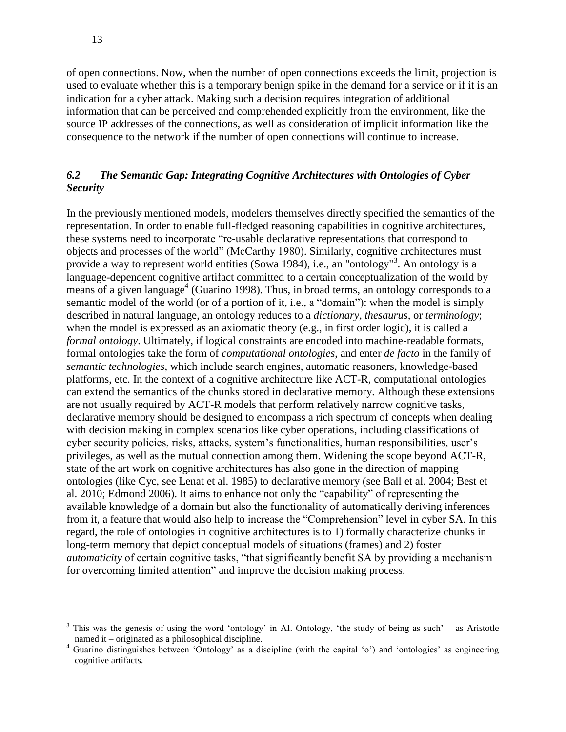of open connections. Now, when the number of open connections exceeds the limit, projection is used to evaluate whether this is a temporary benign spike in the demand for a service or if it is an indication for a cyber attack. Making such a decision requires integration of additional information that can be perceived and comprehended explicitly from the environment, like the source IP addresses of the connections, as well as consideration of implicit information like the consequence to the network if the number of open connections will continue to increase.

### *6.2 The Semantic Gap: Integrating Cognitive Architectures with Ontologies of Cyber Security*

In the previously mentioned models, modelers themselves directly specified the semantics of the representation. In order to enable full-fledged reasoning capabilities in cognitive architectures, these systems need to incorporate "re-usable declarative representations that correspond to objects and processes of the world" (McCarthy 1980). Similarly, cognitive architectures must provide a way to represent world entities (Sowa 1984), i.e., an "ontology"[3]. An ontology is a language-dependent cognitive artifact committed to a certain conceptualization of the world by means of a given language[4] (Guarino 1998). Thus, in broad terms, an ontology corresponds to a semantic model of the world (or of a portion of it, i.e., a "domain"): when the model is simply described in natural language, an ontology reduces to a *dictionary*, *thesaurus*, or *terminology*; when the model is expressed as an axiomatic theory (e.g., in first order logic), it is called a *formal ontology*. Ultimately, if logical constraints are encoded into machine-readable formats, formal ontologies take the form of *computational ontologies*, and enter *de facto* in the family of *semantic technologies*, which include search engines, automatic reasoners, knowledge-based platforms, etc. In the context of a cognitive architecture like ACT-R, computational ontologies can extend the semantics of the chunks stored in declarative memory. Although these extensions are not usually required by ACT-R models that perform relatively narrow cognitive tasks, declarative memory should be designed to encompass a rich spectrum of concepts when dealing with decision making in complex scenarios like cyber operations, including classifications of cyber security policies, risks, attacks, system's functionalities, human responsibilities, user's privileges, as well as the mutual connection among them. Widening the scope beyond ACT-R, state of the art work on cognitive architectures has also gone in the direction of mapping ontologies (like Cyc, see Lenat et al. 1985) to declarative memory (see Ball et al. 2004; Best et al. 2010; Edmond 2006). It aims to enhance not only the "capability" of representing the available knowledge of a domain but also the functionality of automatically deriving inferences from it, a feature that would also help to increase the "Comprehension" level in cyber SA. In this regard, the role of ontologies in cognitive architectures is to 1) formally characterize chunks in long-term memory that depict conceptual models of situations (frames) and 2) foster *automaticity* of certain cognitive tasks, "that significantly benefit SA by providing a mechanism for overcoming limited attention" and improve the decision making process.

---

[3] This was the genesis of using the word 'ontology' in AI. Ontology, 'the study of being as such' – as Aristotle named it – originated as a philosophical discipline.

[4] Guarino distinguishes between 'Ontology' as a discipline (with the capital 'o') and 'ontologies' as engineering cognitive artifacts.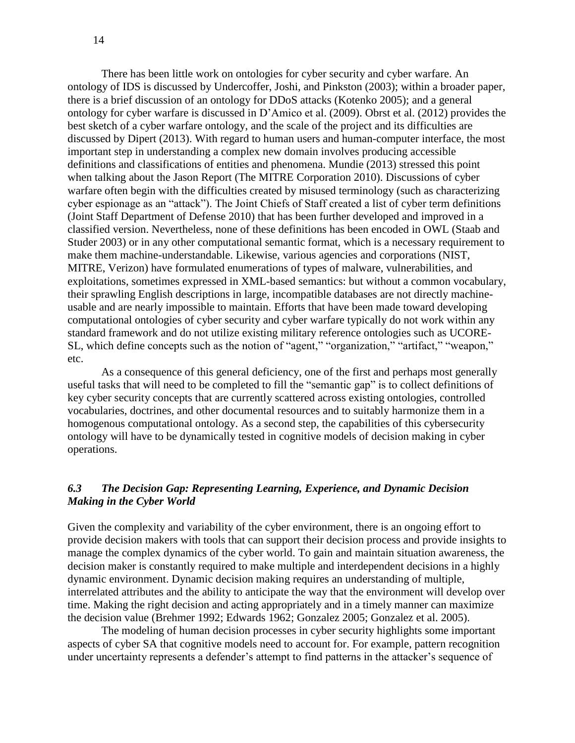There has been little work on ontologies for cyber security and cyber warfare. An ontology of IDS is discussed by Undercoffer, Joshi, and Pinkston (2003); within a broader paper, there is a brief discussion of an ontology for DDoS attacks (Kotenko 2005); and a general ontology for cyber warfare is discussed in D'Amico et al. (2009). Obrst et al. (2012) provides the best sketch of a cyber warfare ontology, and the scale of the project and its difficulties are discussed by Dipert (2013). With regard to human users and human-computer interface, the most important step in understanding a complex new domain involves producing accessible definitions and classifications of entities and phenomena. Mundie (2013) stressed this point when talking about the Jason Report (The MITRE Corporation 2010). Discussions of cyber warfare often begin with the difficulties created by misused terminology (such as characterizing cyber espionage as an "attack"). The Joint Chiefs of Staff created a list of cyber term definitions (Joint Staff Department of Defense 2010) that has been further developed and improved in a classified version. Nevertheless, none of these definitions has been encoded in OWL (Staab and Studer 2003) or in any other computational semantic format, which is a necessary requirement to make them machine-understandable. Likewise, various agencies and corporations (NIST, MITRE, Verizon) have formulated enumerations of types of malware, vulnerabilities, and exploitations, sometimes expressed in XML-based semantics: but without a common vocabulary, their sprawling English descriptions in large, incompatible databases are not directly machine-usable and are nearly impossible to maintain. Efforts that have been made toward developing computational ontologies of cyber security and cyber warfare typically do not work within any standard framework and do not utilize existing military reference ontologies such as UCORE-SL, which define concepts such as the notion of "agent," "organization," "artifact," "weapon," etc.

As a consequence of this general deficiency, one of the first and perhaps most generally useful tasks that will need to be completed to fill the "semantic gap" is to collect definitions of key cyber security concepts that are currently scattered across existing ontologies, controlled vocabularies, doctrines, and other documental resources and to suitably harmonize them in a homogenous computational ontology. As a second step, the capabilities of this cybersecurity ontology will have to be dynamically tested in cognitive models of decision making in cyber operations.

### *6.3 The Decision Gap: Representing Learning, Experience, and Dynamic Decision Making in the Cyber World*

Given the complexity and variability of the cyber environment, there is an ongoing effort to provide decision makers with tools that can support their decision process and provide insights to manage the complex dynamics of the cyber world. To gain and maintain situation awareness, the decision maker is constantly required to make multiple and interdependent decisions in a highly dynamic environment. Dynamic decision making requires an understanding of multiple, interrelated attributes and the ability to anticipate the way that the environment will develop over time. Making the right decision and acting appropriately and in a timely manner can maximize the decision value (Brehmer 1992; Edwards 1962; Gonzalez 2005; Gonzalez et al. 2005).

The modeling of human decision processes in cyber security highlights some important aspects of cyber SA that cognitive models need to account for. For example, pattern recognition under uncertainty represents a defender's attempt to find patterns in the attacker's sequence of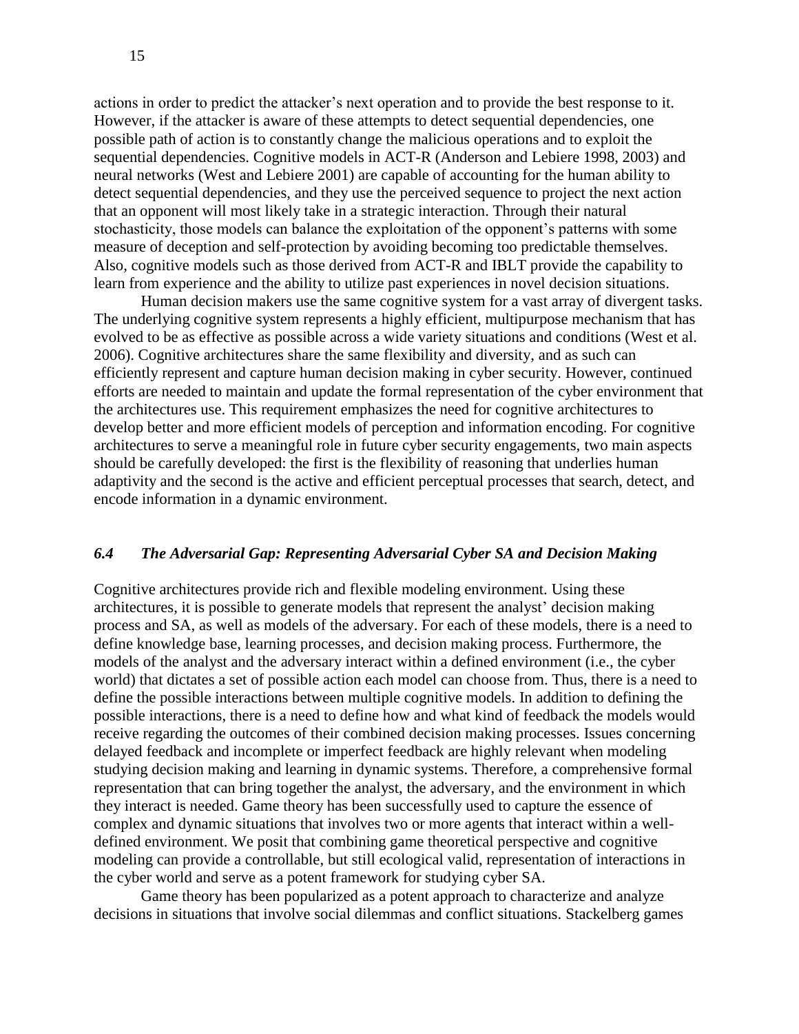actions in order to predict the attacker's next operation and to provide the best response to it. However, if the attacker is aware of these attempts to detect sequential dependencies, one possible path of action is to constantly change the malicious operations and to exploit the sequential dependencies. Cognitive models in ACT-R (Anderson and Lebiere 1998, 2003) and neural networks (West and Lebiere 2001) are capable of accounting for the human ability to detect sequential dependencies, and they use the perceived sequence to project the next action that an opponent will most likely take in a strategic interaction. Through their natural stochasticity, those models can balance the exploitation of the opponent's patterns with some measure of deception and self-protection by avoiding becoming too predictable themselves. Also, cognitive models such as those derived from ACT-R and IBLT provide the capability to learn from experience and the ability to utilize past experiences in novel decision situations.

Human decision makers use the same cognitive system for a vast array of divergent tasks. The underlying cognitive system represents a highly efficient, multipurpose mechanism that has evolved to be as effective as possible across a wide variety situations and conditions (West et al. 2006). Cognitive architectures share the same flexibility and diversity, and as such can efficiently represent and capture human decision making in cyber security. However, continued efforts are needed to maintain and update the formal representation of the cyber environment that the architectures use. This requirement emphasizes the need for cognitive architectures to develop better and more efficient models of perception and information encoding. For cognitive architectures to serve a meaningful role in future cyber security engagements, two main aspects should be carefully developed: the first is the flexibility of reasoning that underlies human adaptivity and the second is the active and efficient perceptual processes that search, detect, and encode information in a dynamic environment.

### *6.4 The Adversarial Gap: Representing Adversarial Cyber SA and Decision Making*

Cognitive architectures provide rich and flexible modeling environment. Using these architectures, it is possible to generate models that represent the analyst' decision making process and SA, as well as models of the adversary. For each of these models, there is a need to define knowledge base, learning processes, and decision making process. Furthermore, the models of the analyst and the adversary interact within a defined environment (i.e., the cyber world) that dictates a set of possible action each model can choose from. Thus, there is a need to define the possible interactions between multiple cognitive models. In addition to defining the possible interactions, there is a need to define how and what kind of feedback the models would receive regarding the outcomes of their combined decision making processes. Issues concerning delayed feedback and incomplete or imperfect feedback are highly relevant when modeling studying decision making and learning in dynamic systems. Therefore, a comprehensive formal representation that can bring together the analyst, the adversary, and the environment in which they interact is needed. Game theory has been successfully used to capture the essence of complex and dynamic situations that involves two or more agents that interact within a well-defined environment. We posit that combining game theoretical perspective and cognitive modeling can provide a controllable, but still ecological valid, representation of interactions in the cyber world and serve as a potent framework for studying cyber SA.

Game theory has been popularized as a potent approach to characterize and analyze decisions in situations that involve social dilemmas and conflict situations. Stackelberg games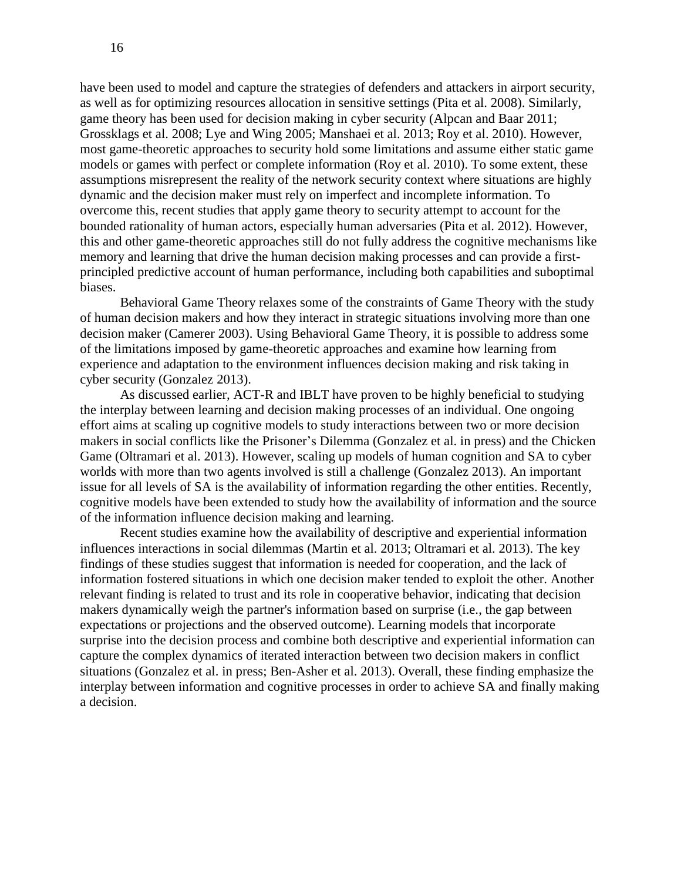have been used to model and capture the strategies of defenders and attackers in airport security, as well as for optimizing resources allocation in sensitive settings (Pita et al. 2008). Similarly, game theory has been used for decision making in cyber security (Alpcan and Baar 2011; Grossklags et al. 2008; Lye and Wing 2005; Manshaei et al. 2013; Roy et al. 2010). However, most game-theoretic approaches to security hold some limitations and assume either static game models or games with perfect or complete information (Roy et al. 2010). To some extent, these assumptions misrepresent the reality of the network security context where situations are highly dynamic and the decision maker must rely on imperfect and incomplete information. To overcome this, recent studies that apply game theory to security attempt to account for the bounded rationality of human actors, especially human adversaries (Pita et al. 2012). However, this and other game-theoretic approaches still do not fully address the cognitive mechanisms like memory and learning that drive the human decision making processes and can provide a first-principled predictive account of human performance, including both capabilities and suboptimal biases.

Behavioral Game Theory relaxes some of the constraints of Game Theory with the study of human decision makers and how they interact in strategic situations involving more than one decision maker (Camerer 2003). Using Behavioral Game Theory, it is possible to address some of the limitations imposed by game-theoretic approaches and examine how learning from experience and adaptation to the environment influences decision making and risk taking in cyber security (Gonzalez 2013).

As discussed earlier, ACT-R and IBLT have proven to be highly beneficial to studying the interplay between learning and decision making processes of an individual. One ongoing effort aims at scaling up cognitive models to study interactions between two or more decision makers in social conflicts like the Prisoner's Dilemma (Gonzalez et al. in press) and the Chicken Game (Oltramari et al. 2013). However, scaling up models of human cognition and SA to cyber worlds with more than two agents involved is still a challenge (Gonzalez 2013). An important issue for all levels of SA is the availability of information regarding the other entities. Recently, cognitive models have been extended to study how the availability of information and the source of the information influence decision making and learning.

Recent studies examine how the availability of descriptive and experiential information influences interactions in social dilemmas (Martin et al. 2013; Oltramari et al. 2013). The key findings of these studies suggest that information is needed for cooperation, and the lack of information fostered situations in which one decision maker tended to exploit the other. Another relevant finding is related to trust and its role in cooperative behavior, indicating that decision makers dynamically weigh the partner's information based on surprise (i.e., the gap between expectations or projections and the observed outcome). Learning models that incorporate surprise into the decision process and combine both descriptive and experiential information can capture the complex dynamics of iterated interaction between two decision makers in conflict situations (Gonzalez et al. in press; Ben-Asher et al. 2013). Overall, these finding emphasize the interplay between information and cognitive processes in order to achieve SA and finally making a decision.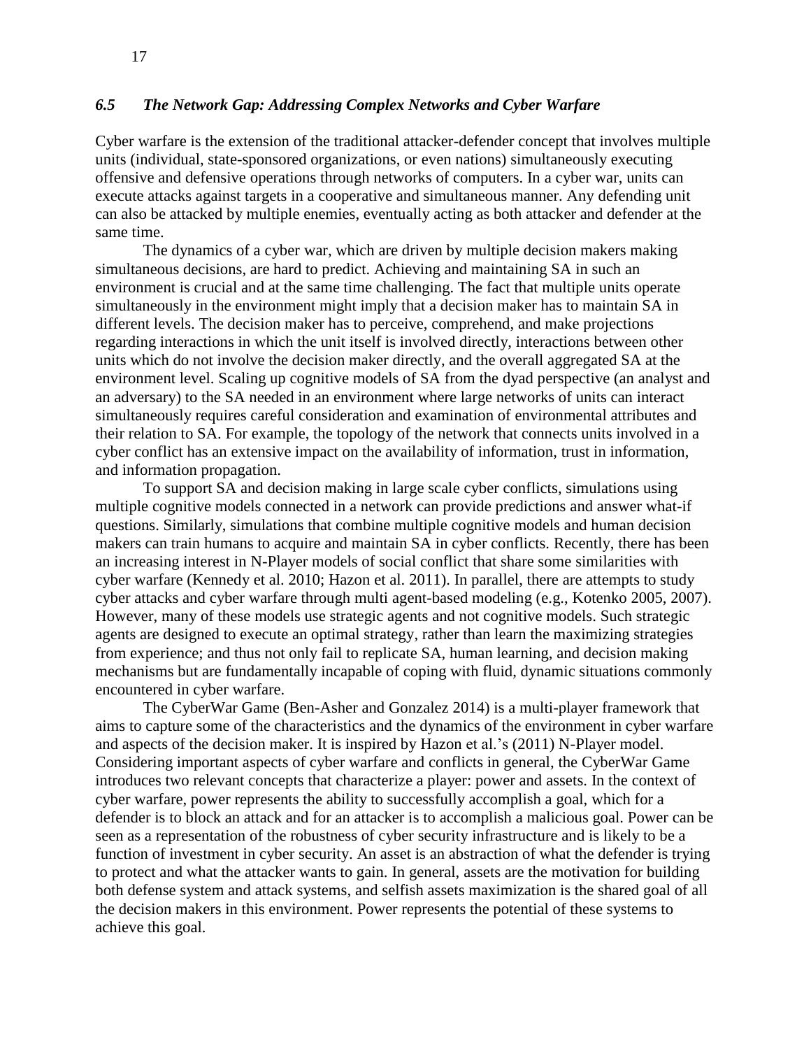### *6.5 The Network Gap: Addressing Complex Networks and Cyber Warfare*

Cyber warfare is the extension of the traditional attacker-defender concept that involves multiple units (individual, state-sponsored organizations, or even nations) simultaneously executing offensive and defensive operations through networks of computers. In a cyber war, units can execute attacks against targets in a cooperative and simultaneous manner. Any defending unit can also be attacked by multiple enemies, eventually acting as both attacker and defender at the same time.

The dynamics of a cyber war, which are driven by multiple decision makers making simultaneous decisions, are hard to predict. Achieving and maintaining SA in such an environment is crucial and at the same time challenging. The fact that multiple units operate simultaneously in the environment might imply that a decision maker has to maintain SA in different levels. The decision maker has to perceive, comprehend, and make projections regarding interactions in which the unit itself is involved directly, interactions between other units which do not involve the decision maker directly, and the overall aggregated SA at the environment level. Scaling up cognitive models of SA from the dyad perspective (an analyst and an adversary) to the SA needed in an environment where large networks of units can interact simultaneously requires careful consideration and examination of environmental attributes and their relation to SA. For example, the topology of the network that connects units involved in a cyber conflict has an extensive impact on the availability of information, trust in information, and information propagation.

To support SA and decision making in large scale cyber conflicts, simulations using multiple cognitive models connected in a network can provide predictions and answer what-if questions. Similarly, simulations that combine multiple cognitive models and human decision makers can train humans to acquire and maintain SA in cyber conflicts. Recently, there has been an increasing interest in N-Player models of social conflict that share some similarities with cyber warfare (Kennedy et al. 2010; Hazon et al. 2011). In parallel, there are attempts to study cyber attacks and cyber warfare through multi agent-based modeling (e.g., Kotenko 2005, 2007). However, many of these models use strategic agents and not cognitive models. Such strategic agents are designed to execute an optimal strategy, rather than learn the maximizing strategies from experience; and thus not only fail to replicate SA, human learning, and decision making mechanisms but are fundamentally incapable of coping with fluid, dynamic situations commonly encountered in cyber warfare.

The CyberWar Game (Ben-Asher and Gonzalez 2014) is a multi-player framework that aims to capture some of the characteristics and the dynamics of the environment in cyber warfare and aspects of the decision maker. It is inspired by Hazon et al.'s (2011) N-Player model. Considering important aspects of cyber warfare and conflicts in general, the CyberWar Game introduces two relevant concepts that characterize a player: power and assets. In the context of cyber warfare, power represents the ability to successfully accomplish a goal, which for a defender is to block an attack and for an attacker is to accomplish a malicious goal. Power can be seen as a representation of the robustness of cyber security infrastructure and is likely to be a function of investment in cyber security. An asset is an abstraction of what the defender is trying to protect and what the attacker wants to gain. In general, assets are the motivation for building both defense system and attack systems, and selfish assets maximization is the shared goal of all the decision makers in this environment. Power represents the potential of these systems to achieve this goal.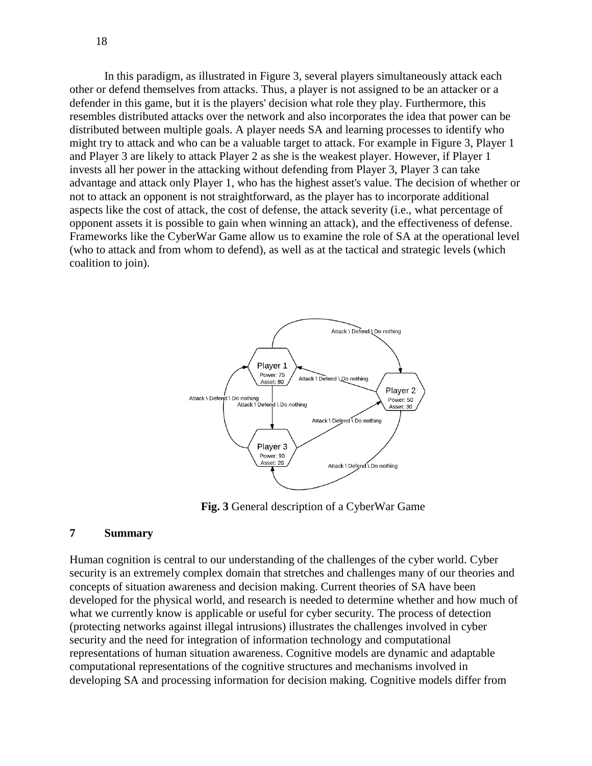In this paradigm, as illustrated in Figure 3, several players simultaneously attack each other or defend themselves from attacks. Thus, a player is not assigned to be an attacker or a defender in this game, but it is the players' decision what role they play. Furthermore, this resembles distributed attacks over the network and also incorporates the idea that power can be distributed between multiple goals. A player needs SA and learning processes to identify who might try to attack and who can be a valuable target to attack. For example in Figure 3, Player 1 and Player 3 are likely to attack Player 2 as she is the weakest player. However, if Player 1 invests all her power in the attacking without defending from Player 3, Player 3 can take advantage and attack only Player 1, who has the highest asset's value. The decision of whether or not to attack an opponent is not straightforward, as the player has to incorporate additional aspects like the cost of attack, the cost of defense, the attack severity (i.e., what percentage of opponent assets it is possible to gain when winning an attack), and the effectiveness of defense. Frameworks like the CyberWar Game allow us to examine the role of SA at the operational level (who to attack and from whom to defend), as well as at the tactical and strategic levels (which coalition to join).

**Fig. 3** General description of a CyberWar Game

## 7 Summary

Human cognition is central to our understanding of the challenges of the cyber world. Cyber security is an extremely complex domain that stretches and challenges many of our theories and concepts of situation awareness and decision making. Current theories of SA have been developed for the physical world, and research is needed to determine whether and how much of what we currently know is applicable or useful for cyber security. The process of detection (protecting networks against illegal intrusions) illustrates the challenges involved in cyber security and the need for integration of information technology and computational representations of human situation awareness. Cognitive models are dynamic and adaptable computational representations of the cognitive structures and mechanisms involved in developing SA and processing information for decision making. Cognitive models differ from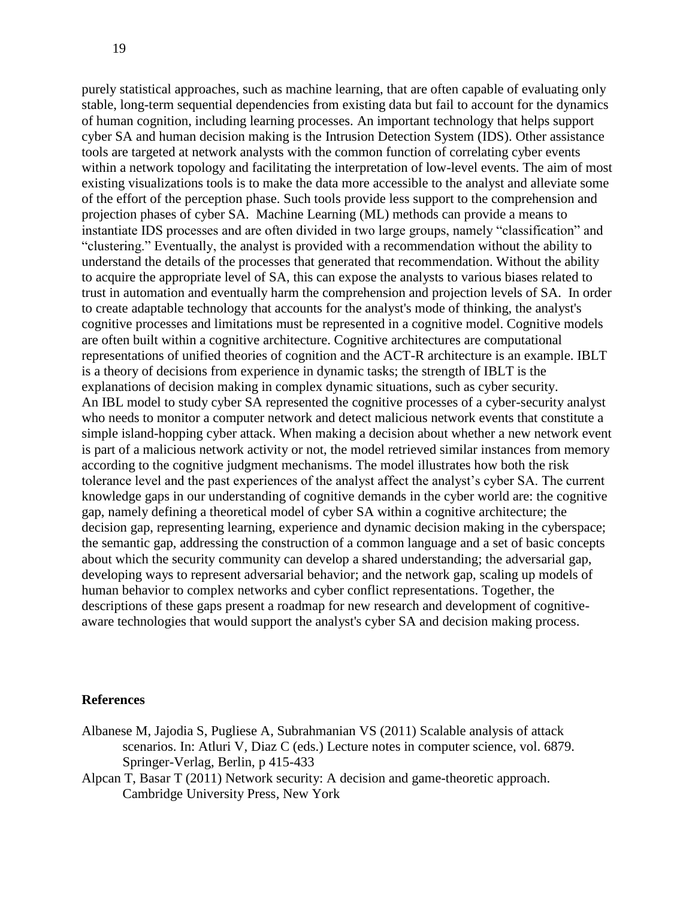purely statistical approaches, such as machine learning, that are often capable of evaluating only stable, long-term sequential dependencies from existing data but fail to account for the dynamics of human cognition, including learning processes. An important technology that helps support cyber SA and human decision making is the Intrusion Detection System (IDS). Other assistance tools are targeted at network analysts with the common function of correlating cyber events within a network topology and facilitating the interpretation of low-level events. The aim of most existing visualizations tools is to make the data more accessible to the analyst and alleviate some of the effort of the perception phase. Such tools provide less support to the comprehension and projection phases of cyber SA. Machine Learning (ML) methods can provide a means to instantiate IDS processes and are often divided in two large groups, namely "classification" and "clustering." Eventually, the analyst is provided with a recommendation without the ability to understand the details of the processes that generated that recommendation. Without the ability to acquire the appropriate level of SA, this can expose the analysts to various biases related to trust in automation and eventually harm the comprehension and projection levels of SA. In order to create adaptable technology that accounts for the analyst's mode of thinking, the analyst's cognitive processes and limitations must be represented in a cognitive model. Cognitive models are often built within a cognitive architecture. Cognitive architectures are computational representations of unified theories of cognition and the ACT-R architecture is an example. IBLT is a theory of decisions from experience in dynamic tasks; the strength of IBLT is the explanations of decision making in complex dynamic situations, such as cyber security. An IBL model to study cyber SA represented the cognitive processes of a cyber-security analyst who needs to monitor a computer network and detect malicious network events that constitute a simple island-hopping cyber attack. When making a decision about whether a new network event is part of a malicious network activity or not, the model retrieved similar instances from memory according to the cognitive judgment mechanisms. The model illustrates how both the risk tolerance level and the past experiences of the analyst affect the analyst's cyber SA. The current knowledge gaps in our understanding of cognitive demands in the cyber world are: the cognitive gap, namely defining a theoretical model of cyber SA within a cognitive architecture; the decision gap, representing learning, experience and dynamic decision making in the cyberspace; the semantic gap, addressing the construction of a common language and a set of basic concepts about which the security community can develop a shared understanding; the adversarial gap, developing ways to represent adversarial behavior; and the network gap, scaling up models of human behavior to complex networks and cyber conflict representations. Together, the descriptions of these gaps present a roadmap for new research and development of cognitive-aware technologies that would support the analyst's cyber SA and decision making process.

## References

Albanese M, Jajodia S, Pugliese A, Subrahmanian VS (2011) Scalable analysis of attack scenarios. In: Atluri V, Diaz C (eds.) Lecture notes in computer science, vol. 6879. Springer-Verlag, Berlin, p 415-433

Alpcan T, Basar T (2011) Network security: A decision and game-theoretic approach. Cambridge University Press, New York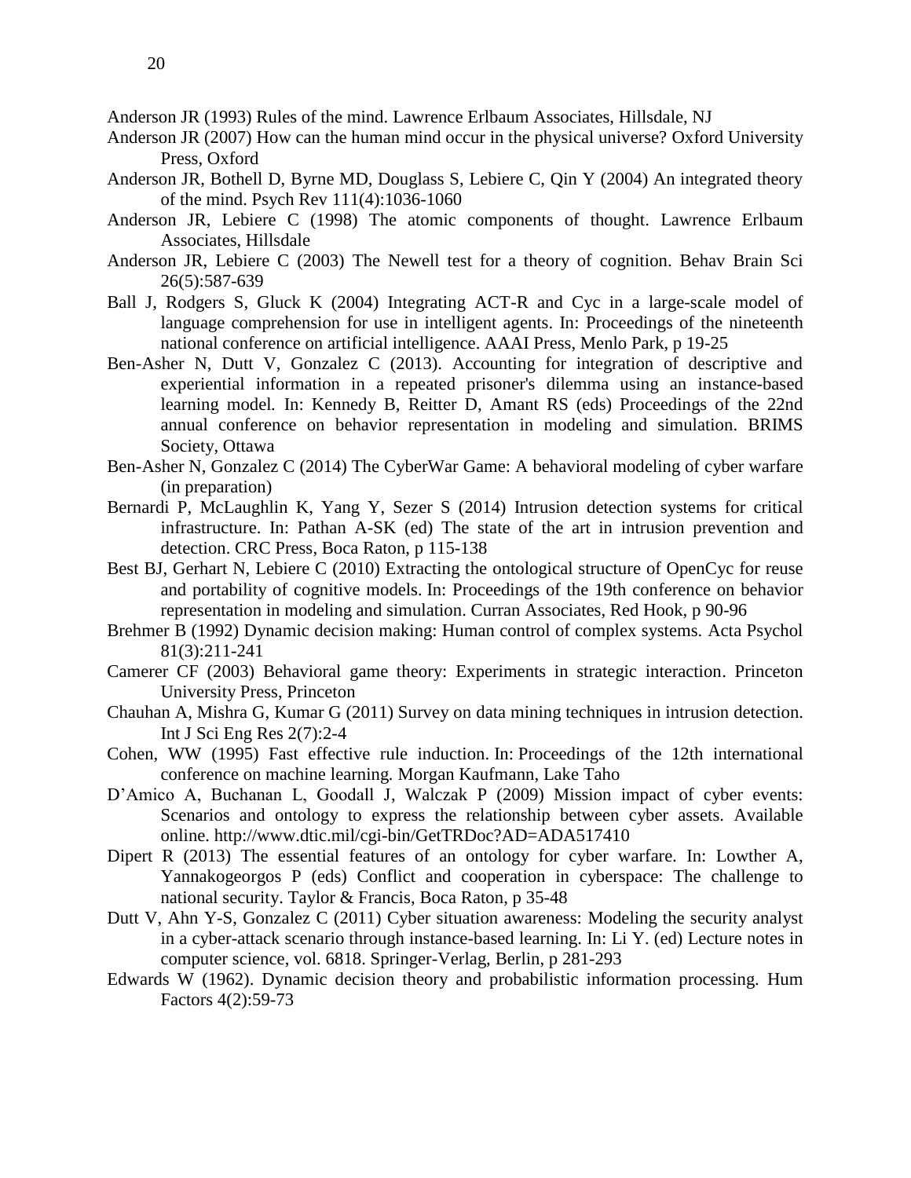Anderson JR (1993) Rules of the mind. Lawrence Erlbaum Associates, Hillsdale, NJ

Anderson JR (2007) How can the human mind occur in the physical universe? Oxford University Press, Oxford

Anderson JR, Bothell D, Byrne MD, Douglass S, Lebiere C, Qin Y (2004) An integrated theory of the mind. Psych Rev 111(4):1036-1060

Anderson JR, Lebiere C (1998) The atomic components of thought. Lawrence Erlbaum Associates, Hillsdale

Anderson JR, Lebiere C (2003) The Newell test for a theory of cognition. Behav Brain Sci 26(5):587-639

Ball J, Rodgers S, Gluck K (2004) Integrating ACT-R and Cyc in a large-scale model of language comprehension for use in intelligent agents. In: Proceedings of the nineteenth national conference on artificial intelligence. AAAI Press, Menlo Park, p 19-25

Ben-Asher N, Dutt V, Gonzalez C (2013). Accounting for integration of descriptive and experiential information in a repeated prisoner's dilemma using an instance-based learning model. In: Kennedy B, Reitter D, Amant RS (eds) Proceedings of the 22nd annual conference on behavior representation in modeling and simulation. BRIMS Society, Ottawa

Ben-Asher N, Gonzalez C (2014) The CyberWar Game: A behavioral modeling of cyber warfare (in preparation)

Bernardi P, McLaughlin K, Yang Y, Sezer S (2014) Intrusion detection systems for critical infrastructure. In: Pathan A-SK (ed) The state of the art in intrusion prevention and detection. CRC Press, Boca Raton, p 115-138

Best BJ, Gerhart N, Lebiere C (2010) Extracting the ontological structure of OpenCyc for reuse and portability of cognitive models. In: Proceedings of the 19th conference on behavior representation in modeling and simulation. Curran Associates, Red Hook, p 90-96

Brehmer B (1992) Dynamic decision making: Human control of complex systems. Acta Psychol 81(3):211-241

Camerer CF (2003) Behavioral game theory: Experiments in strategic interaction. Princeton University Press, Princeton

Chauhan A, Mishra G, Kumar G (2011) Survey on data mining techniques in intrusion detection. Int J Sci Eng Res 2(7):2-4

Cohen, WW (1995) Fast effective rule induction. In: Proceedings of the 12th international conference on machine learning. Morgan Kaufmann, Lake Taho

D'Amico A, Buchanan L, Goodall J, Walczak P (2009) Mission impact of cyber events: Scenarios and ontology to express the relationship between cyber assets. Available online. http://www.dtic.mil/cgi-bin/GetTRDoc?AD=ADA517410

Dipert R (2013) The essential features of an ontology for cyber warfare. In: Lowther A, Yannakogeorgos P (eds) Conflict and cooperation in cyberspace: The challenge to national security. Taylor & Francis, Boca Raton, p 35-48

Dutt V, Ahn Y-S, Gonzalez C (2011) Cyber situation awareness: Modeling the security analyst in a cyber-attack scenario through instance-based learning. In: Li Y. (ed) Lecture notes in computer science, vol. 6818. Springer-Verlag, Berlin, p 281-293

Edwards W (1962). Dynamic decision theory and probabilistic information processing. Hum Factors 4(2):59-73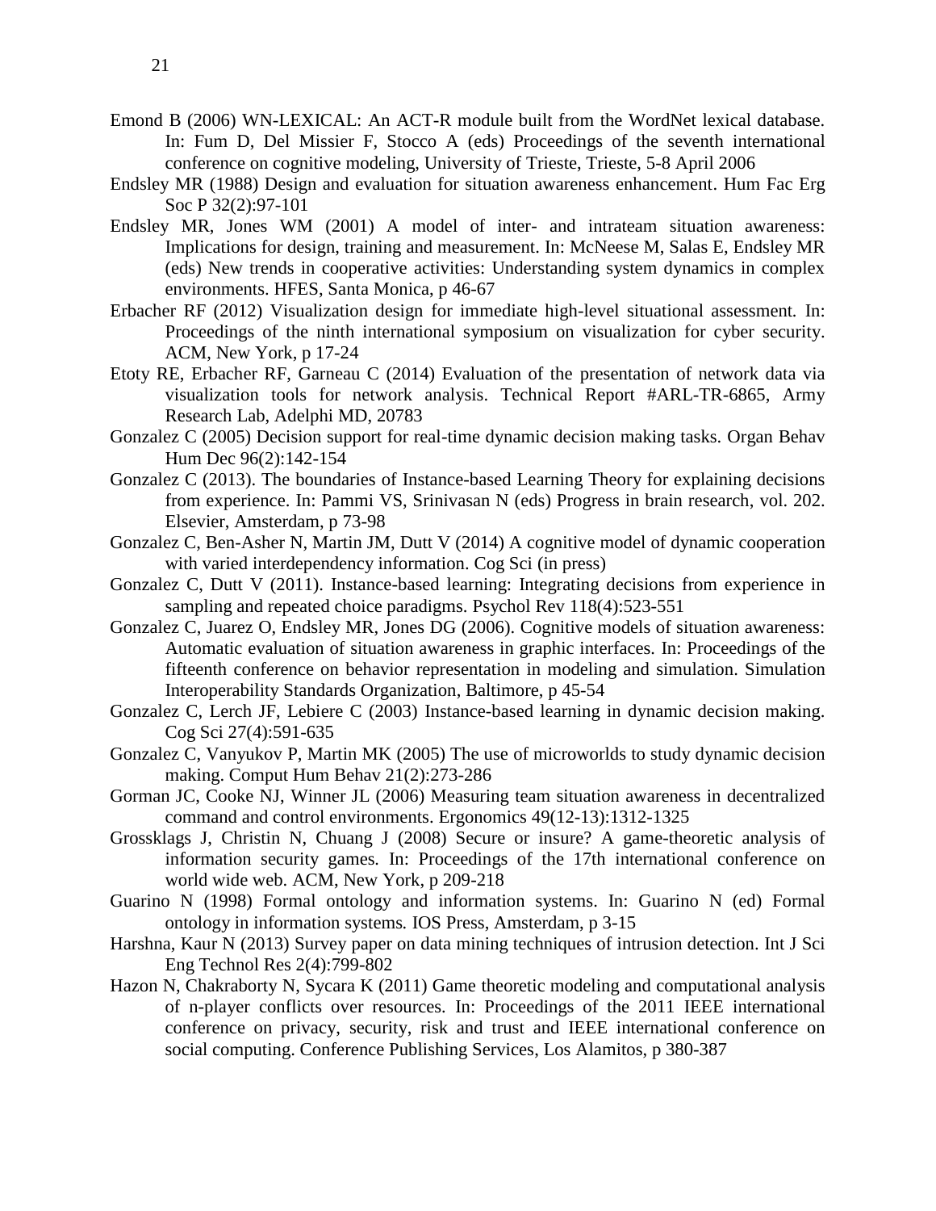Emond B (2006) WN-LEXICAL: An ACT-R module built from the WordNet lexical database. In: Fum D, Del Missier F, Stocco A (eds) Proceedings of the seventh international conference on cognitive modeling, University of Trieste, Trieste, 5-8 April 2006

Endsley MR (1988) Design and evaluation for situation awareness enhancement. Hum Fac Erg Soc P 32(2):97-101

Endsley MR, Jones WM (2001) A model of inter- and intrateam situation awareness: Implications for design, training and measurement. In: McNeese M, Salas E, Endsley MR (eds) New trends in cooperative activities: Understanding system dynamics in complex environments. HFES, Santa Monica, p 46-67

Erbacher RF (2012) Visualization design for immediate high-level situational assessment. In: Proceedings of the ninth international symposium on visualization for cyber security. ACM, New York, p 17-24

Etoty RE, Erbacher RF, Garneau C (2014) Evaluation of the presentation of network data via visualization tools for network analysis. Technical Report #ARL-TR-6865, Army Research Lab, Adelphi MD, 20783

Gonzalez C (2005) Decision support for real-time dynamic decision making tasks. Organ Behav Hum Dec 96(2):142-154

Gonzalez C (2013). The boundaries of Instance-based Learning Theory for explaining decisions from experience. In: Pammi VS, Srinivasan N (eds) Progress in brain research, vol. 202. Elsevier, Amsterdam, p 73-98

Gonzalez C, Ben-Asher N, Martin JM, Dutt V (2014) A cognitive model of dynamic cooperation with varied interdependency information. Cog Sci (in press)

Gonzalez C, Dutt V (2011). Instance-based learning: Integrating decisions from experience in sampling and repeated choice paradigms. Psychol Rev 118(4):523-551

Gonzalez C, Juarez O, Endsley MR, Jones DG (2006). Cognitive models of situation awareness: Automatic evaluation of situation awareness in graphic interfaces. In: Proceedings of the fifteenth conference on behavior representation in modeling and simulation. Simulation Interoperability Standards Organization, Baltimore, p 45-54

Gonzalez C, Lerch JF, Lebiere C (2003) Instance-based learning in dynamic decision making. Cog Sci 27(4):591-635

Gonzalez C, Vanyukov P, Martin MK (2005) The use of microworlds to study dynamic decision making. Comput Hum Behav 21(2):273-286

Gorman JC, Cooke NJ, Winner JL (2006) Measuring team situation awareness in decentralized command and control environments. Ergonomics 49(12-13):1312-1325

Grossklags J, Christin N, Chuang J (2008) Secure or insure? A game-theoretic analysis of information security games. In: Proceedings of the 17th international conference on world wide web. ACM, New York, p 209-218

Guarino N (1998) Formal ontology and information systems. In: Guarino N (ed) Formal ontology in information systems. IOS Press, Amsterdam, p 3-15

Harshna, Kaur N (2013) Survey paper on data mining techniques of intrusion detection. Int J Sci Eng Technol Res 2(4):799-802

Hazon N, Chakraborty N, Sycara K (2011) Game theoretic modeling and computational analysis of n-player conflicts over resources. In: Proceedings of the 2011 IEEE international conference on privacy, security, risk and trust and IEEE international conference on social computing. Conference Publishing Services, Los Alamitos, p 380-387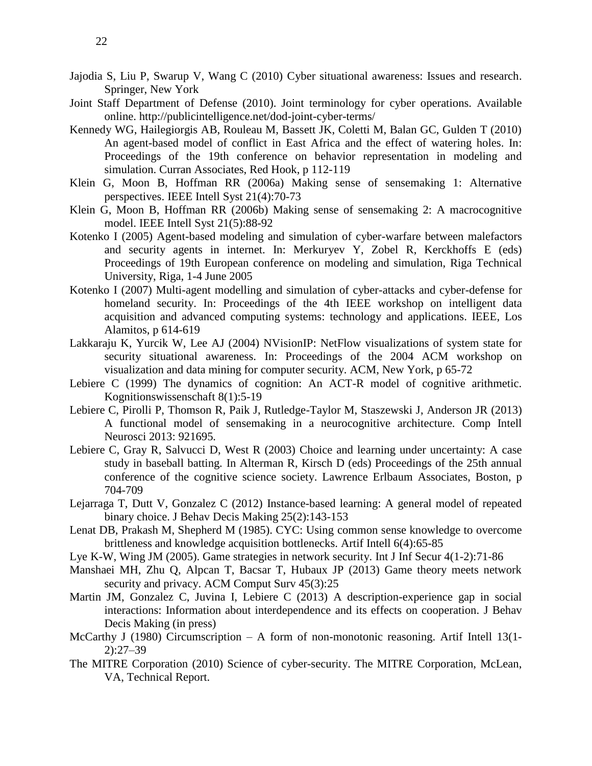Jajodia S, Liu P, Swarup V, Wang C (2010) Cyber situational awareness: Issues and research. Springer, New York

Joint Staff Department of Defense (2010). Joint terminology for cyber operations. Available online. http://publicintelligence.net/dod-joint-cyber-terms/

Kennedy WG, Hailegiorgis AB, Rouleau M, Bassett JK, Coletti M, Balan GC, Gulden T (2010) An agent-based model of conflict in East Africa and the effect of watering holes. In: Proceedings of the 19th conference on behavior representation in modeling and simulation. Curran Associates, Red Hook, p 112-119

Klein G, Moon B, Hoffman RR (2006a) Making sense of sensemaking 1: Alternative perspectives. IEEE Intell Syst 21(4):70-73

Klein G, Moon B, Hoffman RR (2006b) Making sense of sensemaking 2: A macrocognitive model. IEEE Intell Syst 21(5):88-92

Kotenko I (2005) Agent-based modeling and simulation of cyber-warfare between malefactors and security agents in internet. In: Merkuryev Y, Zobel R, Kerckhoffs E (eds) Proceedings of 19th European conference on modeling and simulation, Riga Technical University, Riga, 1-4 June 2005

Kotenko I (2007) Multi-agent modelling and simulation of cyber-attacks and cyber-defense for homeland security. In: Proceedings of the 4th IEEE workshop on intelligent data acquisition and advanced computing systems: technology and applications. IEEE, Los Alamitos, p 614-619

Lakkaraju K, Yurcik W, Lee AJ (2004) NVisionIP: NetFlow visualizations of system state for security situational awareness. In: Proceedings of the 2004 ACM workshop on visualization and data mining for computer security. ACM, New York, p 65-72

Lebiere C (1999) The dynamics of cognition: An ACT-R model of cognitive arithmetic. Kognitionswissenschaft 8(1):5-19

Lebiere C, Pirolli P, Thomson R, Paik J, Rutledge-Taylor M, Staszewski J, Anderson JR (2013) A functional model of sensemaking in a neurocognitive architecture. Comp Intell Neurosci 2013: 921695.

Lebiere C, Gray R, Salvucci D, West R (2003) Choice and learning under uncertainty: A case study in baseball batting. In Alterman R, Kirsch D (eds) Proceedings of the 25th annual conference of the cognitive science society. Lawrence Erlbaum Associates, Boston, p 704-709

Lejarraga T, Dutt V, Gonzalez C (2012) Instance-based learning: A general model of repeated binary choice. J Behav Decis Making 25(2):143-153

Lenat DB, Prakash M, Shepherd M (1985). CYC: Using common sense knowledge to overcome brittleness and knowledge acquisition bottlenecks. Artif Intell 6(4):65-85

Lye K-W, Wing JM (2005). Game strategies in network security. Int J Inf Secur 4(1-2):71-86

Manshaei MH, Zhu Q, Alpcan T, Bacsar T, Hubaux JP (2013) Game theory meets network security and privacy. ACM Comput Surv 45(3):25

Martin JM, Gonzalez C, Juvina I, Lebiere C (2013) A description-experience gap in social interactions: Information about interdependence and its effects on cooperation. J Behav Decis Making (in press)

McCarthy J (1980) Circumscription – A form of non-monotonic reasoning. Artif Intell 13(1-2):27–39

The MITRE Corporation (2010) Science of cyber-security. The MITRE Corporation, McLean, VA, Technical Report.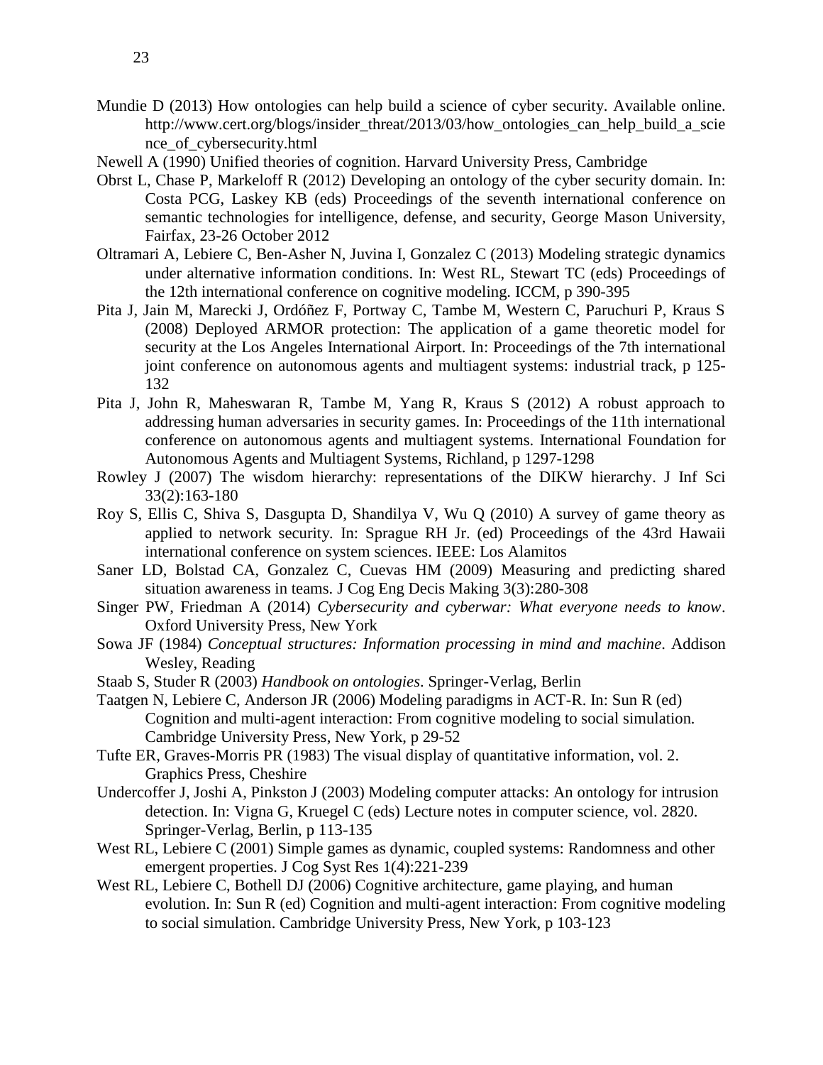Mundie D (2013) How ontologies can help build a science of cyber security. Available online. http://www.cert.org/blogs/insider_threat/2013/03/how_ontologies_can_help_build_a_science_of_cybersecurity.html

Newell A (1990) Unified theories of cognition. Harvard University Press, Cambridge

Obrst L, Chase P, Markeloff R (2012) Developing an ontology of the cyber security domain. In: Costa PCG, Laskey KB (eds) Proceedings of the seventh international conference on semantic technologies for intelligence, defense, and security, George Mason University, Fairfax, 23-26 October 2012

Oltramari A, Lebiere C, Ben-Asher N, Juvina I, Gonzalez C (2013) Modeling strategic dynamics under alternative information conditions. In: West RL, Stewart TC (eds) Proceedings of the 12th international conference on cognitive modeling. ICCM, p 390-395

Pita J, Jain M, Marecki J, Ordóñez F, Portway C, Tambe M, Western C, Paruchuri P, Kraus S (2008) Deployed ARMOR protection: The application of a game theoretic model for security at the Los Angeles International Airport. In: Proceedings of the 7th international joint conference on autonomous agents and multiagent systems: industrial track, p 125-132

Pita J, John R, Maheswaran R, Tambe M, Yang R, Kraus S (2012) A robust approach to addressing human adversaries in security games. In: Proceedings of the 11th international conference on autonomous agents and multiagent systems. International Foundation for Autonomous Agents and Multiagent Systems, Richland, p 1297-1298

Rowley J (2007) The wisdom hierarchy: representations of the DIKW hierarchy. J Inf Sci 33(2):163-180

Roy S, Ellis C, Shiva S, Dasgupta D, Shandilya V, Wu Q (2010) A survey of game theory as applied to network security. In: Sprague RH Jr. (ed) Proceedings of the 43rd Hawaii international conference on system sciences. IEEE: Los Alamitos

Saner LD, Bolstad CA, Gonzalez C, Cuevas HM (2009) Measuring and predicting shared situation awareness in teams. J Cog Eng Decis Making 3(3):280-308

Singer PW, Friedman A (2014) *Cybersecurity and cyberwar: What everyone needs to know*. Oxford University Press, New York

Sowa JF (1984) *Conceptual structures: Information processing in mind and machine*. Addison Wesley, Reading

Staab S, Studer R (2003) *Handbook on ontologies*. Springer-Verlag, Berlin

Taatgen N, Lebiere C, Anderson JR (2006) Modeling paradigms in ACT-R. In: Sun R (ed) Cognition and multi-agent interaction: From cognitive modeling to social simulation. Cambridge University Press, New York, p 29-52

Tufte ER, Graves-Morris PR (1983) The visual display of quantitative information, vol. 2. Graphics Press, Cheshire

Undercoffer J, Joshi A, Pinkston J (2003) Modeling computer attacks: An ontology for intrusion detection. In: Vigna G, Kruegel C (eds) Lecture notes in computer science, vol. 2820. Springer-Verlag, Berlin, p 113-135

West RL, Lebiere C (2001) Simple games as dynamic, coupled systems: Randomness and other emergent properties. J Cog Syst Res 1(4):221-239

West RL, Lebiere C, Bothell DJ (2006) Cognitive architecture, game playing, and human evolution. In: Sun R (ed) Cognition and multi-agent interaction: From cognitive modeling to social simulation. Cambridge University Press, New York, p 103-123